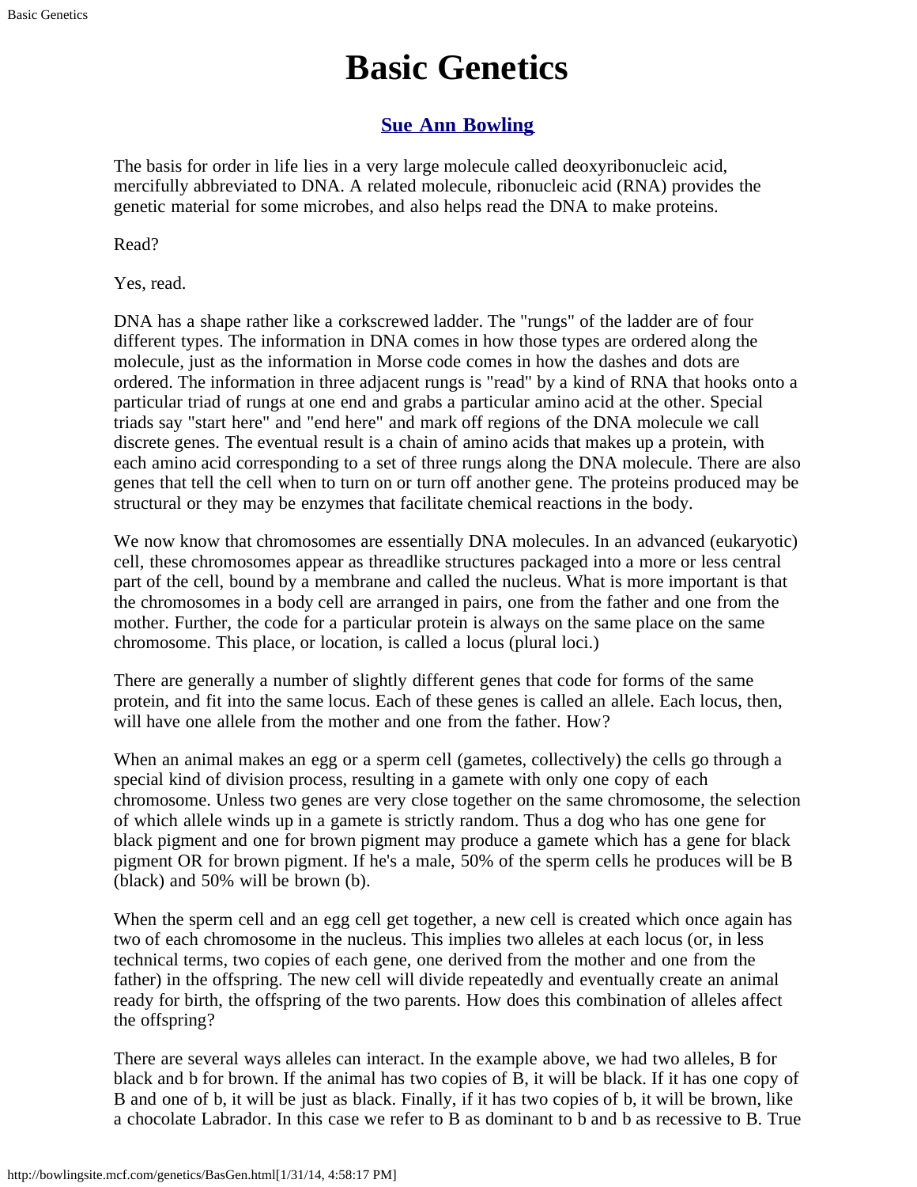# Basic Genetics

## Sue Ann Bowling

The basis for order in life lies in a very large molecule called deoxyribonucleic acid, mercifully abbreviated to DNA. A related molecule, ribonucleic acid (RNA) provides the genetic material for some microbes, and also helps read the DNA to make proteins.

Read?

Yes, read.

DNA has a shape rather like a corkscrewed ladder. The "rungs" of the ladder are of four different types. The information in DNA comes in how those types are ordered along the molecule, just as the information in Morse code comes in how the dashes and dots are ordered. The information in three adjacent rungs is "read" by a kind of RNA that hooks onto a particular triad of rungs at one end and grabs a particular amino acid at the other. Special triads say "start here" and "end here" and mark off regions of the DNA molecule we call discrete genes. The eventual result is a chain of amino acids that makes up a protein, with each amino acid corresponding to a set of three rungs along the DNA molecule. There are also genes that tell the cell when to turn on or turn off another gene. The proteins produced may be structural or they may be enzymes that facilitate chemical reactions in the body.

We now know that chromosomes are essentially DNA molecules. In an advanced (eukaryotic) cell, these chromosomes appear as threadlike structures packaged into a more or less central part of the cell, bound by a membrane and called the nucleus. What is more important is that the chromosomes in a body cell are arranged in pairs, one from the father and one from the mother. Further, the code for a particular protein is always on the same place on the same chromosome. This place, or location, is called a locus (plural loci.)

There are generally a number of slightly different genes that code for forms of the same protein, and fit into the same locus. Each of these genes is called an allele. Each locus, then, will have one allele from the mother and one from the father. How?

When an animal makes an egg or a sperm cell (gametes, collectively) the cells go through a special kind of division process, resulting in a gamete with only one copy of each chromosome. Unless two genes are very close together on the same chromosome, the selection of which allele winds up in a gamete is strictly random. Thus a dog who has one gene for black pigment and one for brown pigment may produce a gamete which has a gene for black pigment OR for brown pigment. If he's a male, 50% of the sperm cells he produces will be B (black) and 50% will be brown (b).

When the sperm cell and an egg cell get together, a new cell is created which once again has two of each chromosome in the nucleus. This implies two alleles at each locus (or, in less technical terms, two copies of each gene, one derived from the mother and one from the father) in the offspring. The new cell will divide repeatedly and eventually create an animal ready for birth, the offspring of the two parents. How does this combination of alleles affect the offspring?

There are several ways alleles can interact. In the example above, we had two alleles, B for black and b for brown. If the animal has two copies of B, it will be black. If it has one copy of B and one of b, it will be just as black. Finally, if it has two copies of b, it will be brown, like a chocolate Labrador. In this case we refer to B as dominant to b and b as recessive to B. True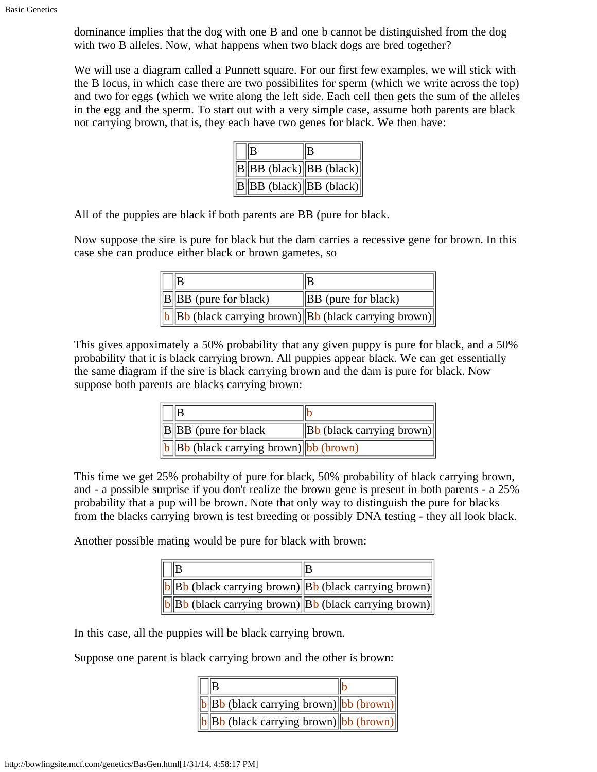dominance implies that the dog with one B and one b cannot be distinguished from the dog with two B alleles. Now, what happens when two black dogs are bred together?

We will use a diagram called a Punnett square. For our first few examples, we will stick with the B locus, in which case there are two possibilites for sperm (which we write across the top) and two for eggs (which we write along the left side. Each cell then gets the sum of the alleles in the egg and the sperm. To start out with a very simple case, assume both parents are black not carrying brown, that is, they each have two genes for black. We then have:

| | B | B |
|---|---|---|
| B | BB (black) | BB (black) |
| B | BB (black) | BB (black) |

All of the puppies are black if both parents are BB (pure for black.

Now suppose the sire is pure for black but the dam carries a recessive gene for brown. In this case she can produce either black or brown gametes, so

| | B | B |
|---|---|---|
| B | BB (pure for black) | BB (pure for black) |
| b | Bb (black carrying brown) | Bb (black carrying brown) |

This gives appoximately a 50% probability that any given puppy is pure for black, and a 50% probability that it is black carrying brown. All puppies appear black. We can get essentially the same diagram if the sire is black carrying brown and the dam is pure for black. Now suppose both parents are blacks carrying brown:

| | B | b |
|---|---|---|
| B | BB (pure for black | Bb (black carrying brown) |
| b | Bb (black carrying brown) | bb (brown) |

This time we get 25% probabilty of pure for black, 50% probability of black carrying brown, and - a possible surprise if you don't realize the brown gene is present in both parents - a 25% probability that a pup will be brown. Note that only way to distinguish the pure for blacks from the blacks carrying brown is test breeding or possibly DNA testing - they all look black.

Another possible mating would be pure for black with brown:

| | B | B |
|---|---|---|
| b | Bb (black carrying brown) | Bb (black carrying brown) |
| b | Bb (black carrying brown) | Bb (black carrying brown) |

In this case, all the puppies will be black carrying brown.

Suppose one parent is black carrying brown and the other is brown:

| | B | b |
|---|---|---|
| b | Bb (black carrying brown) | bb (brown) |
| b | Bb (black carrying brown) | bb (brown) |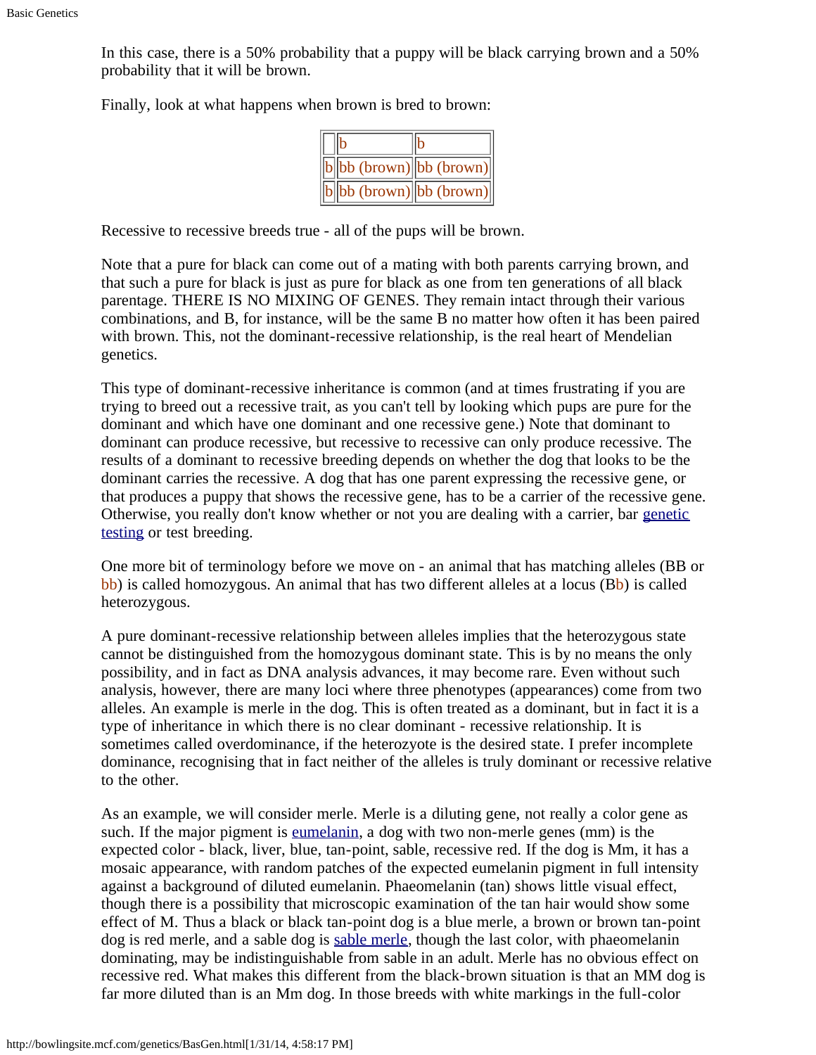In this case, there is a 50% probability that a puppy will be black carrying brown and a 50% probability that it will be brown.

Finally, look at what happens when brown is bred to brown:

| | b | b |
|---|---|---|
| b | bb (brown) | bb (brown) |
| b | bb (brown) | bb (brown) |

Recessive to recessive breeds true - all of the pups will be brown.

Note that a pure for black can come out of a mating with both parents carrying brown, and that such a pure for black is just as pure for black as one from ten generations of all black parentage. THERE IS NO MIXING OF GENES. They remain intact through their various combinations, and B, for instance, will be the same B no matter how often it has been paired with brown. This, not the dominant-recessive relationship, is the real heart of Mendelian genetics.

This type of dominant-recessive inheritance is common (and at times frustrating if you are trying to breed out a recessive trait, as you can't tell by looking which pups are pure for the dominant and which have one dominant and one recessive gene.) Note that dominant to dominant can produce recessive, but recessive to recessive can only produce recessive. The results of a dominant to recessive breeding depends on whether the dog that looks to be the dominant carries the recessive. A dog that has one parent expressing the recessive gene, or that produces a puppy that shows the recessive gene, has to be a carrier of the recessive gene. Otherwise, you really don't know whether or not you are dealing with a carrier, bar genetic testing or test breeding.

One more bit of terminology before we move on - an animal that has matching alleles (BB or bb) is called homozygous. An animal that has two different alleles at a locus (Bb) is called heterozygous.

A pure dominant-recessive relationship between alleles implies that the heterozygous state cannot be distinguished from the homozygous dominant state. This is by no means the only possibility, and in fact as DNA analysis advances, it may become rare. Even without such analysis, however, there are many loci where three phenotypes (appearances) come from two alleles. An example is merle in the dog. This is often treated as a dominant, but in fact it is a type of inheritance in which there is no clear dominant - recessive relationship. It is sometimes called overdominance, if the heterozyote is the desired state. I prefer incomplete dominance, recognising that in fact neither of the alleles is truly dominant or recessive relative to the other.

As an example, we will consider merle. Merle is a diluting gene, not really a color gene as such. If the major pigment is eumelanin, a dog with two non-merle genes (mm) is the expected color - black, liver, blue, tan-point, sable, recessive red. If the dog is Mm, it has a mosaic appearance, with random patches of the expected eumelanin pigment in full intensity against a background of diluted eumelanin. Phaeomelanin (tan) shows little visual effect, though there is a possibility that microscopic examination of the tan hair would show some effect of M. Thus a black or black tan-point dog is a blue merle, a brown or brown tan-point dog is red merle, and a sable dog is sable merle, though the last color, with phaeomelanin dominating, may be indistinguishable from sable in an adult. Merle has no obvious effect on recessive red. What makes this different from the black-brown situation is that an MM dog is far more diluted than is an Mm dog. In those breeds with white markings in the full-color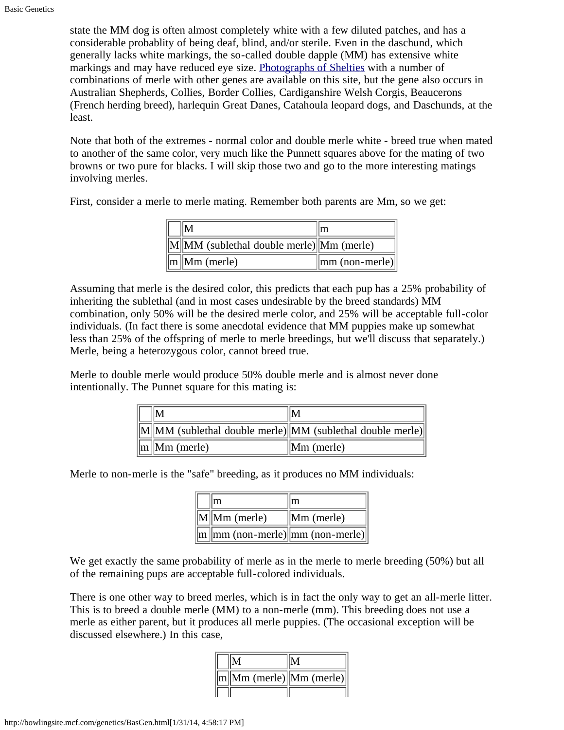state the MM dog is often almost completely white with a few diluted patches, and has a considerable probablity of being deaf, blind, and/or sterile. Even in the daschund, which generally lacks white markings, the so-called double dapple (MM) has extensive white markings and may have reduced eye size. [Photographs of Shelties] with a number of combinations of merle with other genes are available on this site, but the gene also occurs in Australian Shepherds, Collies, Border Collies, Cardiganshire Welsh Corgis, Beaucerons (French herding breed), harlequin Great Danes, Catahoula leopard dogs, and Daschunds, at the least.

Note that both of the extremes - normal color and double merle white - breed true when mated to another of the same color, very much like the Punnett squares above for the mating of two browns or two pure for blacks. I will skip those two and go to the more interesting matings involving merles.

First, consider a merle to merle mating. Remember both parents are Mm, so we get:

| | M | m |
|---|---|---|
| M | MM (sublethal double merle) | Mm (merle) |
| m | Mm (merle) | mm (non-merle) |

Assuming that merle is the desired color, this predicts that each pup has a 25% probability of inheriting the sublethal (and in most cases undesirable by the breed standards) MM combination, only 50% will be the desired merle color, and 25% will be acceptable full-color individuals. (In fact there is some anecdotal evidence that MM puppies make up somewhat less than 25% of the offspring of merle to merle breedings, but we'll discuss that separately.) Merle, being a heterozygous color, cannot breed true.

Merle to double merle would produce 50% double merle and is almost never done intentionally. The Punnet square for this mating is:

| | M | M |
|---|---|---|
| M | MM (sublethal double merle) | MM (sublethal double merle) |
| m | Mm (merle) | Mm (merle) |

Merle to non-merle is the "safe" breeding, as it produces no MM individuals:

| | m | m |
|---|---|---|
| M | Mm (merle) | Mm (merle) |
| m | mm (non-merle) | mm (non-merle) |

We get exactly the same probability of merle as in the merle to merle breeding (50%) but all of the remaining pups are acceptable full-colored individuals.

There is one other way to breed merles, which is in fact the only way to get an all-merle litter. This is to breed a double merle (MM) to a non-merle (mm). This breeding does not use a merle as either parent, but it produces all merle puppies. (The occasional exception will be discussed elsewhere.) In this case,

| | M | M |
|---|---|---|
| m | Mm (merle) | Mm (merle) |
| | | |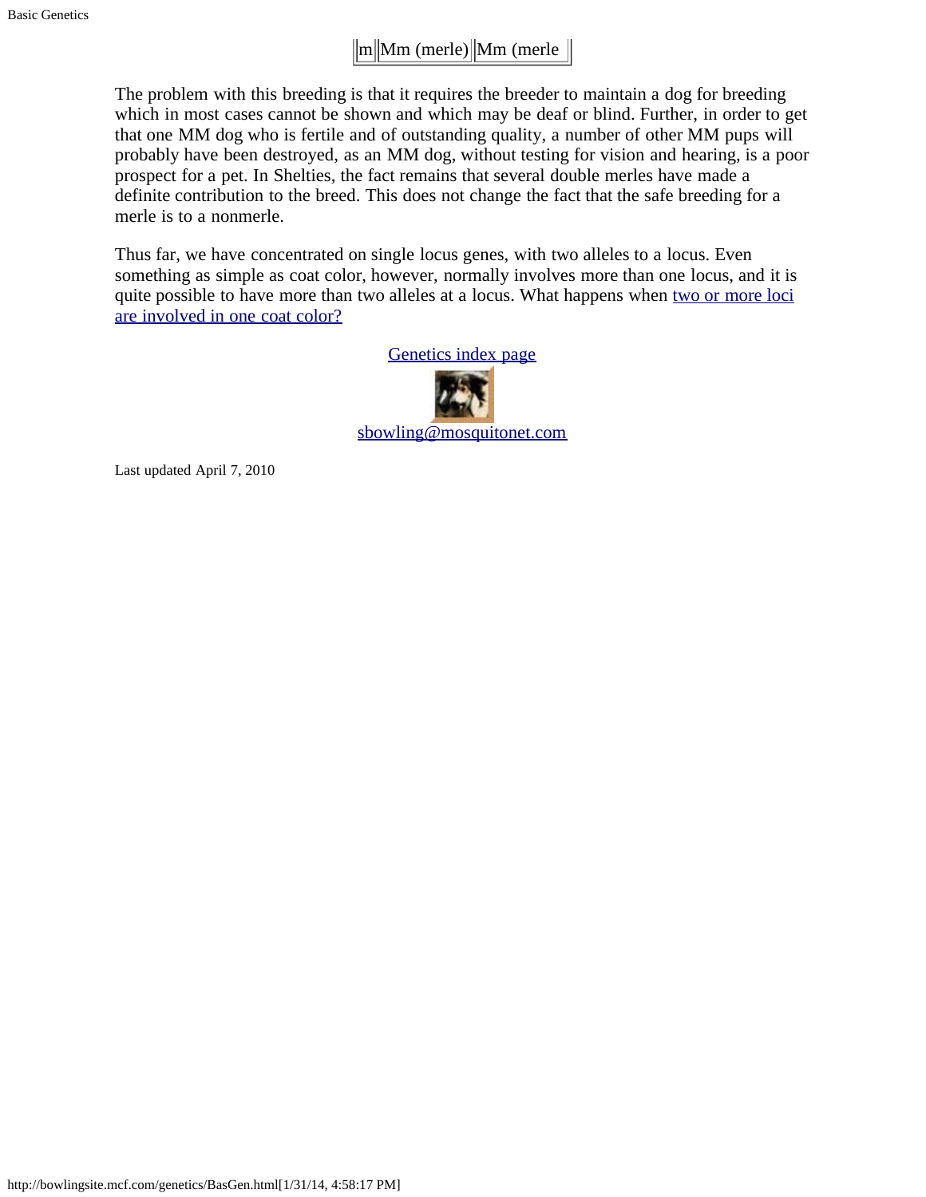| m | Mm (merle) | Mm (merle |
| --- | --- | --- |

The problem with this breeding is that it requires the breeder to maintain a dog for breeding which in most cases cannot be shown and which may be deaf or blind. Further, in order to get that one MM dog who is fertile and of outstanding quality, a number of other MM pups will probably have been destroyed, as an MM dog, without testing for vision and hearing, is a poor prospect for a pet. In Shelties, the fact remains that several double merles have made a definite contribution to the breed. This does not change the fact that the safe breeding for a merle is to a nonmerle.

Thus far, we have concentrated on single locus genes, with two alleles to a locus. Even something as simple as coat color, however, normally involves more than one locus, and it is quite possible to have more than two alleles at a locus. What happens when [two or more loci are involved in one coat color?]()

[Genetics index page]()

[sbowling@mosquitonet.com]()

Last updated April 7, 2010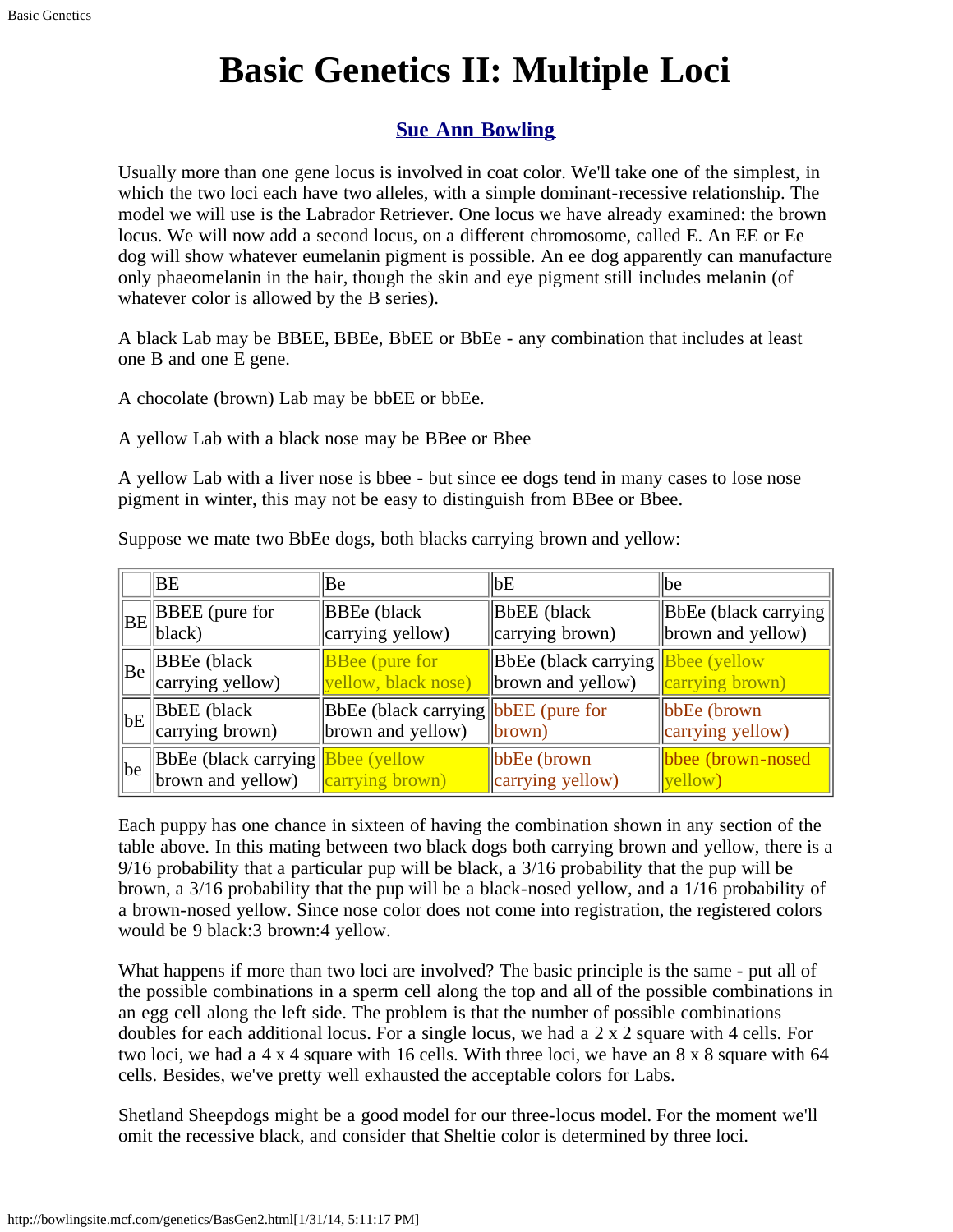# Basic Genetics II: Multiple Loci

### [Sue Ann Bowling]

Usually more than one gene locus is involved in coat color. We'll take one of the simplest, in which the two loci each have two alleles, with a simple dominant-recessive relationship. The model we will use is the Labrador Retriever. One locus we have already examined: the brown locus. We will now add a second locus, on a different chromosome, called E. An EE or Ee dog will show whatever eumelanin pigment is possible. An ee dog apparently can manufacture only phaeomelanin in the hair, though the skin and eye pigment still includes melanin (of whatever color is allowed by the B series).

A black Lab may be BBEE, BBEe, BbEE or BbEe - any combination that includes at least one B and one E gene.

A chocolate (brown) Lab may be bbEE or bbEe.

A yellow Lab with a black nose may be BBee or Bbee

A yellow Lab with a liver nose is bbee - but since ee dogs tend in many cases to lose nose pigment in winter, this may not be easy to distinguish from BBee or Bbee.

Suppose we mate two BbEe dogs, both blacks carrying brown and yellow:

| | BE | Be | bE | be |
|---|---|---|---|---|
| BE | BBEE (pure for black) | BBEe (black carrying yellow) | BbEE (black carrying brown) | BbEe (black carrying brown and yellow) |
| Be | BBEe (black carrying yellow) | BBee (pure for yellow, black nose) | BbEe (black carrying brown and yellow) | Bbee (yellow carrying brown) |
| bE | BbEE (black carrying brown) | BbEe (black carrying brown and yellow) | bbEE (pure for brown) | bbEe (brown carrying yellow) |
| be | BbEe (black carrying brown and yellow) | Bbee (yellow carrying brown) | bbEe (brown carrying yellow) | bbee (brown-nosed yellow) |

Each puppy has one chance in sixteen of having the combination shown in any section of the table above. In this mating between two black dogs both carrying brown and yellow, there is a 9/16 probability that a particular pup will be black, a 3/16 probability that the pup will be brown, a 3/16 probability that the pup will be a black-nosed yellow, and a 1/16 probability of a brown-nosed yellow. Since nose color does not come into registration, the registered colors would be 9 black:3 brown:4 yellow.

What happens if more than two loci are involved? The basic principle is the same - put all of the possible combinations in a sperm cell along the top and all of the possible combinations in an egg cell along the left side. The problem is that the number of possible combinations doubles for each additional locus. For a single locus, we had a 2 x 2 square with 4 cells. For two loci, we had a 4 x 4 square with 16 cells. With three loci, we have an 8 x 8 square with 64 cells. Besides, we've pretty well exhausted the acceptable colors for Labs.

Shetland Sheepdogs might be a good model for our three-locus model. For the moment we'll omit the recessive black, and consider that Sheltie color is determined by three loci.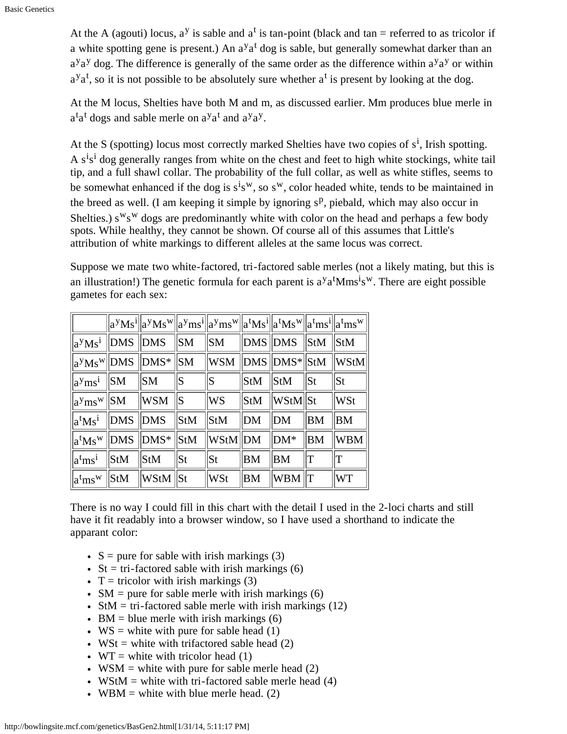At the A (agouti) locus, $a^y$ is sable and $a^t$ is tan-point (black and tan = referred to as tricolor if a white spotting gene is present.) An $a^y a^t$ dog is sable, but generally somewhat darker than an $a^y a^y$ dog. The difference is generally of the same order as the difference within $a^y a^y$ or within $a^y a^t$, so it is not possible to be absolutely sure whether $a^t$ is present by looking at the dog.

At the M locus, Shelties have both M and m, as discussed earlier. Mm produces blue merle in $a^t a^t$ dogs and sable merle on $a^y a^t$ and $a^y a^y$.

At the S (spotting) locus most correctly marked Shelties have two copies of $s^i$, Irish spotting. A $s^i s^i$ dog generally ranges from white on the chest and feet to high white stockings, white tail tip, and a full shawl collar. The probability of the full collar, as well as white stifles, seems to be somewhat enhanced if the dog is $s^i s^w$, so $s^w$, color headed white, tends to be maintained in the breed as well. (I am keeping it simple by ignoring $s^p$, piebald, which may also occur in Shelties.) $s^w s^w$ dogs are predominantly white with color on the head and perhaps a few body spots. While healthy, they cannot be shown. Of course all of this assumes that Little's attribution of white markings to different alleles at the same locus was correct.

Suppose we mate two white-factored, tri-factored sable merles (not a likely mating, but this is an illustration!) The genetic formula for each parent is $a^y a^t Mms^i s^w$. There are eight possible gametes for each sex:

| | $a^yMs^i$ | $a^yMs^w$ | $a^yms^i$ | $a^yms^w$ | $a^tMs^i$ | $a^tMs^w$ | $a^tms^i$ | $a^tms^w$ |
|---|---|---|---|---|---|---|---|---|
| $a^yMs^i$ | DMS | DMS | SM | SM | DMS | DMS | StM | StM |
| $a^yMs^w$ | DMS | DMS* | SM | WSM | DMS | DMS* | StM | WStM |
| $a^yms^i$ | SM | SM | S | S | StM | StM | St | St |
| $a^yms^w$ | SM | WSM | S | WS | StM | WStM | St | WSt |
| $a^tMs^i$ | DMS | DMS | StM | StM | DM | DM | BM | BM |
| $a^tMs^w$ | DMS | DMS* | StM | WStM | DM | DM* | BM | WBM |
| $a^tms^i$ | StM | StM | St | St | BM | BM | T | T |
| $a^tms^w$ | StM | WStM | St | WSt | BM | WBM | T | WT |

There is no way I could fill in this chart with the detail I used in the 2-loci charts and still have it fit readably into a browser window, so I have used a shorthand to indicate the apparent color:

- S = pure for sable with irish markings (3)
- St = tri-factored sable with irish markings (6)
- T = tricolor with irish markings (3)
- SM = pure for sable merle with irish markings (6)
- StM = tri-factored sable merle with irish markings (12)
- BM = blue merle with irish markings (6)
- WS = white with pure for sable head (1)
- WSt = white with trifactored sable head (2)
- WT = white with tricolor head (1)
- WSM = white with pure for sable merle head (2)
- WStM = white with tri-factored sable merle head (4)
- WBM = white with blue merle head. (2)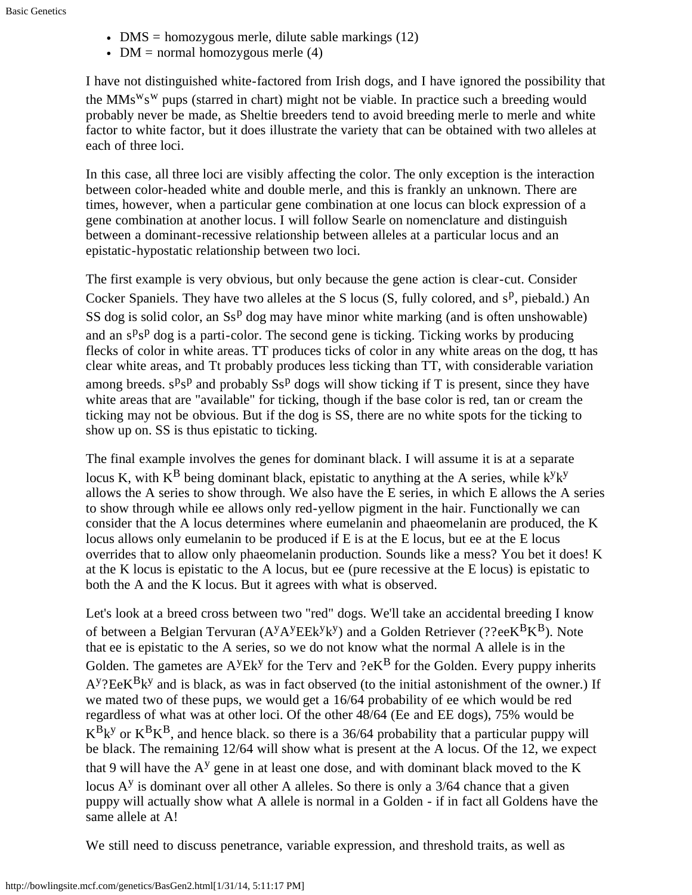- DMS = homozygous merle, dilute sable markings (12)
- DM = normal homozygous merle (4)

I have not distinguished white-factored from Irish dogs, and I have ignored the possibility that the $MMs^ws^w$ pups (starred in chart) might not be viable. In practice such a breeding would probably never be made, as Sheltie breeders tend to avoid breeding merle to merle and white factor to white factor, but it does illustrate the variety that can be obtained with two alleles at each of three loci.

In this case, all three loci are visibly affecting the color. The only exception is the interaction between color-headed white and double merle, and this is frankly an unknown. There are times, however, when a particular gene combination at one locus can block expression of a gene combination at another locus. I will follow Searle on nomenclature and distinguish between a dominant-recessive relationship between alleles at a particular locus and an epistatic-hypostatic relationship between two loci.

The first example is very obvious, but only because the gene action is clear-cut. Consider Cocker Spaniels. They have two alleles at the S locus (S, fully colored, and $s^p$, piebald.) An SS dog is solid color, an $Ss^p$ dog may have minor white marking (and is often unshowable) and an $s^ps^p$ dog is a parti-color. The second gene is ticking. Ticking works by producing flecks of color in white areas. TT produces ticks of color in any white areas on the dog, tt has clear white areas, and Tt probably produces less ticking than TT, with considerable variation among breeds. $s^ps^p$ and probably $Ss^p$ dogs will show ticking if T is present, since they have white areas that are "available" for ticking, though if the base color is red, tan or cream the ticking may not be obvious. But if the dog is SS, there are no white spots for the ticking to show up on. SS is thus epistatic to ticking.

The final example involves the genes for dominant black. I will assume it is at a separate locus K, with $K^B$ being dominant black, epistatic to anything at the A series, while $k^yk^y$ allows the A series to show through. We also have the E series, in which E allows the A series to show through while ee allows only red-yellow pigment in the hair. Functionally we can consider that the A locus determines where eumelanin and phaeomelanin are produced, the K locus allows only eumelanin to be produced if E is at the E locus, but ee at the E locus overrides that to allow only phaeomelanin production. Sounds like a mess? You bet it does! K at the K locus is epistatic to the A locus, but ee (pure recessive at the E locus) is epistatic to both the A and the K locus. But it agrees with what is observed.

Let's look at a breed cross between two "red" dogs. We'll take an accidental breeding I know of between a Belgian Tervuran ($A^yA^yEEk^yk^y$) and a Golden Retriever ($??eeK^BK^B$). Note that ee is epistatic to the A series, so we do not know what the normal A allele is in the Golden. The gametes are $A^yEk^y$ for the Terv and $?eK^B$ for the Golden. Every puppy inherits $A^y?EeK^Bk^y$ and is black, as was in fact observed (to the initial astonishment of the owner.) If we mated two of these pups, we would get a 16/64 probability of ee which would be red regardless of what was at other loci. Of the other 48/64 (Ee and EE dogs), 75% would be $K^Bk^y$ or $K^BK^B$, and hence black. so there is a 36/64 probability that a particular puppy will be black. The remaining 12/64 will show what is present at the A locus. Of the 12, we expect that 9 will have the $A^y$ gene in at least one dose, and with dominant black moved to the K locus $A^y$ is dominant over all other A alleles. So there is only a 3/64 chance that a given puppy will actually show what A allele is normal in a Golden - if in fact all Goldens have the same allele at A!

We still need to discuss penetrance, variable expression, and threshold traits, as well as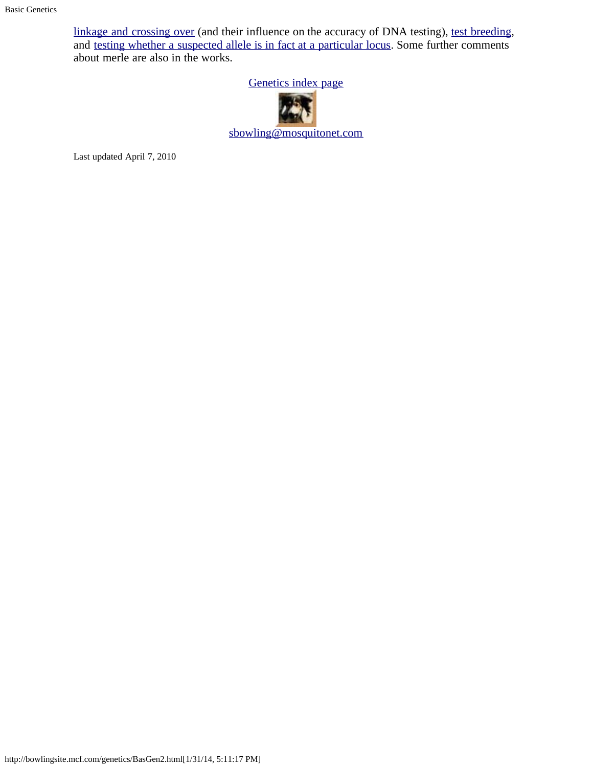linkage and crossing over (and their influence on the accuracy of DNA testing), test breeding, and testing whether a suspected allele is in fact at a particular locus. Some further comments about merle are also in the works.

Genetics index page

sbowling@mosquitonet.com

Last updated April 7, 2010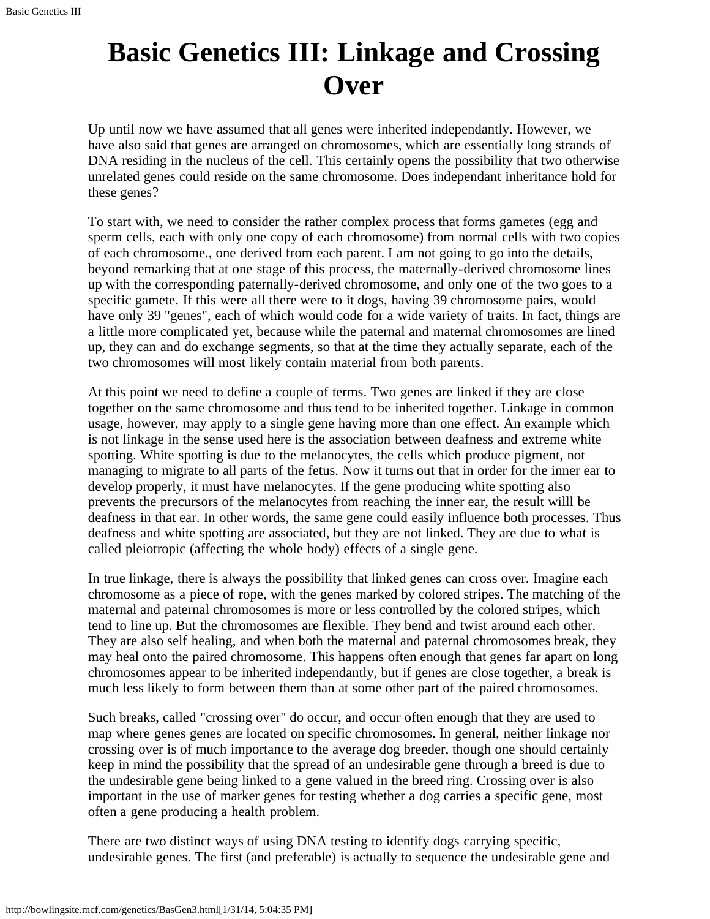# Basic Genetics III: Linkage and Crossing Over

Up until now we have assumed that all genes were inherited independantly. However, we have also said that genes are arranged on chromosomes, which are essentially long strands of DNA residing in the nucleus of the cell. This certainly opens the possibility that two otherwise unrelated genes could reside on the same chromosome. Does independant inheritance hold for these genes?

To start with, we need to consider the rather complex process that forms gametes (egg and sperm cells, each with only one copy of each chromosome) from normal cells with two copies of each chromosome., one derived from each parent. I am not going to go into the details, beyond remarking that at one stage of this process, the maternally-derived chromosome lines up with the corresponding paternally-derived chromosome, and only one of the two goes to a specific gamete. If this were all there were to it dogs, having 39 chromosome pairs, would have only 39 "genes", each of which would code for a wide variety of traits. In fact, things are a little more complicated yet, because while the paternal and maternal chromosomes are lined up, they can and do exchange segments, so that at the time they actually separate, each of the two chromosomes will most likely contain material from both parents.

At this point we need to define a couple of terms. Two genes are linked if they are close together on the same chromosome and thus tend to be inherited together. Linkage in common usage, however, may apply to a single gene having more than one effect. An example which is not linkage in the sense used here is the association between deafness and extreme white spotting. White spotting is due to the melanocytes, the cells which produce pigment, not managing to migrate to all parts of the fetus. Now it turns out that in order for the inner ear to develop properly, it must have melanocytes. If the gene producing white spotting also prevents the precursors of the melanocytes from reaching the inner ear, the result willl be deafness in that ear. In other words, the same gene could easily influence both processes. Thus deafness and white spotting are associated, but they are not linked. They are due to what is called pleiotropic (affecting the whole body) effects of a single gene.

In true linkage, there is always the possibility that linked genes can cross over. Imagine each chromosome as a piece of rope, with the genes marked by colored stripes. The matching of the maternal and paternal chromosomes is more or less controlled by the colored stripes, which tend to line up. But the chromosomes are flexible. They bend and twist around each other. They are also self healing, and when both the maternal and paternal chromosomes break, they may heal onto the paired chromosome. This happens often enough that genes far apart on long chromosomes appear to be inherited independantly, but if genes are close together, a break is much less likely to form between them than at some other part of the paired chromosomes.

Such breaks, called "crossing over" do occur, and occur often enough that they are used to map where genes genes are located on specific chromosomes. In general, neither linkage nor crossing over is of much importance to the average dog breeder, though one should certainly keep in mind the possibility that the spread of an undesirable gene through a breed is due to the undesirable gene being linked to a gene valued in the breed ring. Crossing over is also important in the use of marker genes for testing whether a dog carries a specific gene, most often a gene producing a health problem.

There are two distinct ways of using DNA testing to identify dogs carrying specific, undesirable genes. The first (and preferable) is actually to sequence the undesirable gene and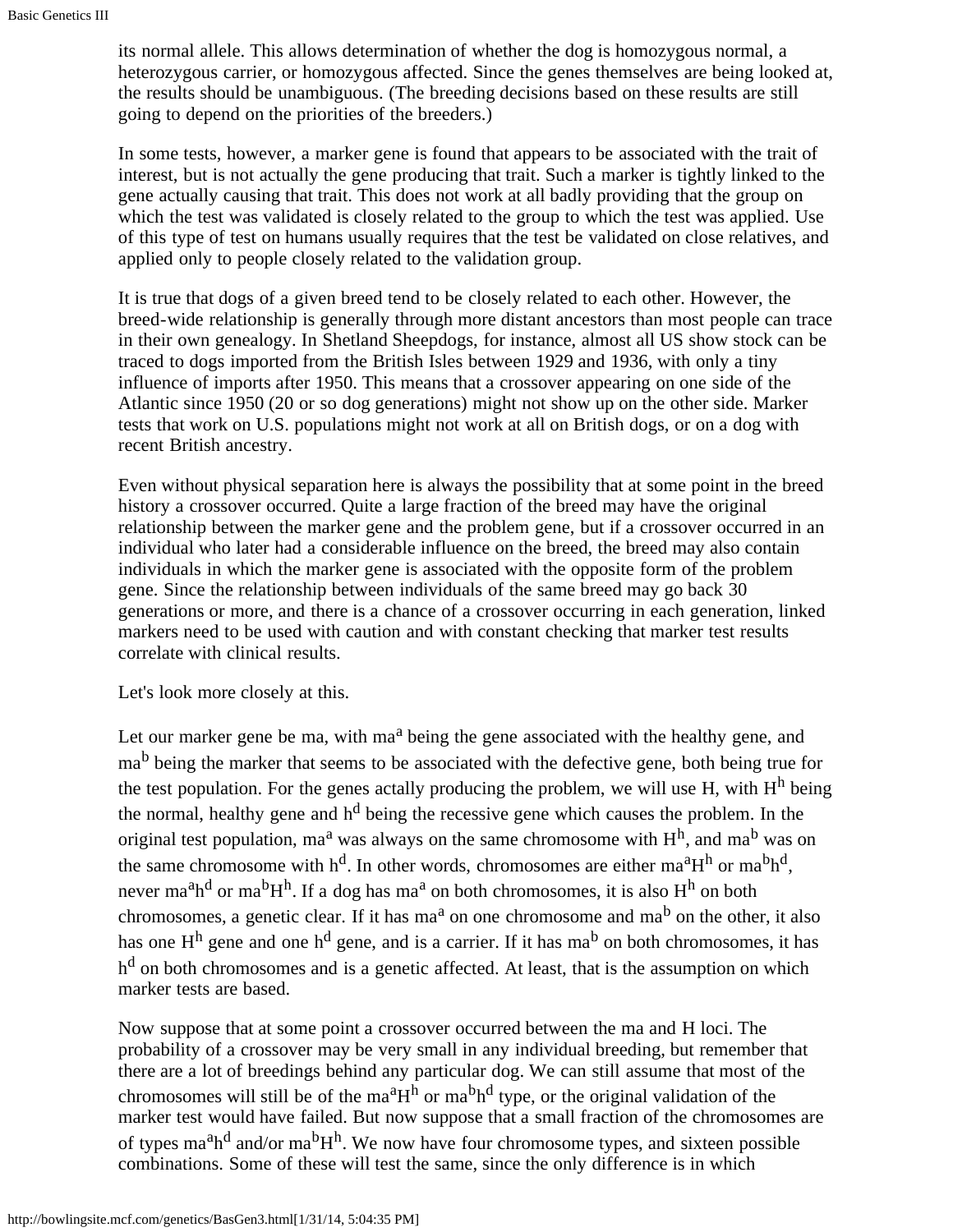its normal allele. This allows determination of whether the dog is homozygous normal, a heterozygous carrier, or homozygous affected. Since the genes themselves are being looked at, the results should be unambiguous. (The breeding decisions based on these results are still going to depend on the priorities of the breeders.)

In some tests, however, a marker gene is found that appears to be associated with the trait of interest, but is not actually the gene producing that trait. Such a marker is tightly linked to the gene actually causing that trait. This does not work at all badly providing that the group on which the test was validated is closely related to the group to which the test was applied. Use of this type of test on humans usually requires that the test be validated on close relatives, and applied only to people closely related to the validation group.

It is true that dogs of a given breed tend to be closely related to each other. However, the breed-wide relationship is generally through more distant ancestors than most people can trace in their own genealogy. In Shetland Sheepdogs, for instance, almost all US show stock can be traced to dogs imported from the British Isles between 1929 and 1936, with only a tiny influence of imports after 1950. This means that a crossover appearing on one side of the Atlantic since 1950 (20 or so dog generations) might not show up on the other side. Marker tests that work on U.S. populations might not work at all on British dogs, or on a dog with recent British ancestry.

Even without physical separation here is always the possibility that at some point in the breed history a crossover occurred. Quite a large fraction of the breed may have the original relationship between the marker gene and the problem gene, but if a crossover occurred in an individual who later had a considerable influence on the breed, the breed may also contain individuals in which the marker gene is associated with the opposite form of the problem gene. Since the relationship between individuals of the same breed may go back 30 generations or more, and there is a chance of a crossover occurring in each generation, linked markers need to be used with caution and with constant checking that marker test results correlate with clinical results.

Let's look more closely at this.

Let our marker gene be ma, with $ma^a$ being the gene associated with the healthy gene, and $ma^b$ being the marker that seems to be associated with the defective gene, both being true for the test population. For the genes actally producing the problem, we will use H, with $H^h$ being the normal, healthy gene and $h^d$ being the recessive gene which causes the problem. In the original test population, $ma^a$ was always on the same chromosome with $H^h$, and $ma^b$ was on the same chromosome with $h^d$. In other words, chromosomes are either $ma^aH^h$ or $ma^bh^d$, never $ma^ah^d$ or $ma^bH^h$. If a dog has $ma^a$ on both chromosomes, it is also $H^h$ on both chromosomes, a genetic clear. If it has $ma^a$ on one chromosome and $ma^b$ on the other, it also has one $H^h$ gene and one $h^d$ gene, and is a carrier. If it has $ma^b$ on both chromosomes, it has $h^d$ on both chromosomes and is a genetic affected. At least, that is the assumption on which marker tests are based.

Now suppose that at some point a crossover occurred between the ma and H loci. The probability of a crossover may be very small in any individual breeding, but remember that there are a lot of breedings behind any particular dog. We can still assume that most of the chromosomes will still be of the $ma^aH^h$ or $ma^bh^d$ type, or the original validation of the marker test would have failed. But now suppose that a small fraction of the chromosomes are of types $ma^ah^d$ and/or $ma^bH^h$. We now have four chromosome types, and sixteen possible combinations. Some of these will test the same, since the only difference is in which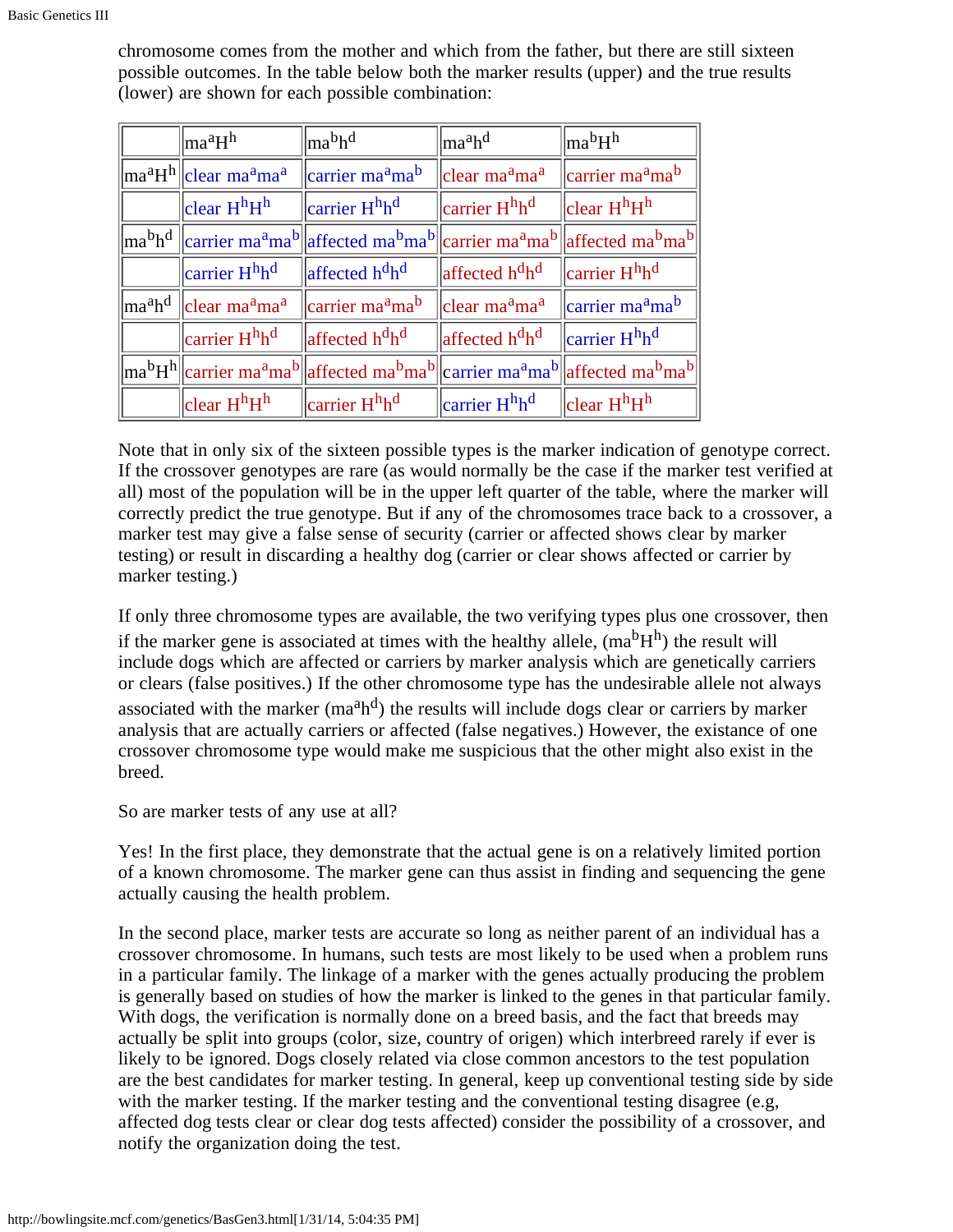chromosome comes from the mother and which from the father, but there are still sixteen possible outcomes. In the table below both the marker results (upper) and the true results (lower) are shown for each possible combination:

| | $ma^aH^h$ | $ma^bh^d$ | $ma^ah^d$ | $ma^bH^h$ |
|---|---|---|---|---|
| $ma^aH^h$ | clear $ma^ama^a$ | carrier $ma^ama^b$ | clear $ma^ama^a$ | carrier $ma^ama^b$ |
| | clear $H^hH^h$ | carrier $H^hh^d$ | carrier $H^hh^d$ | clear $H^hH^h$ |
| $ma^bh^d$ | carrier $ma^ama^b$ | affected $ma^bma^b$ | carrier $ma^ama^b$ | affected $ma^bma^b$ |
| | carrier $H^hh^d$ | affected $h^dh^d$ | affected $h^dh^d$ | carrier $H^hh^d$ |
| $ma^ah^d$ | clear $ma^ama^a$ | carrier $ma^ama^b$ | clear $ma^ama^a$ | carrier $ma^ama^b$ |
| | carrier $H^hh^d$ | affected $h^dh^d$ | affected $h^dh^d$ | carrier $H^hh^d$ |
| $ma^bH^h$ | carrier $ma^ama^b$ | affected $ma^bma^b$ | carrier $ma^ama^b$ | affected $ma^bma^b$ |
| | clear $H^hH^h$ | carrier $H^hh^d$ | carrier $H^hh^d$ | clear $H^hH^h$ |

Note that in only six of the sixteen possible types is the marker indication of genotype correct. If the crossover genotypes are rare (as would normally be the case if the marker test verified at all) most of the population will be in the upper left quarter of the table, where the marker will correctly predict the true genotype. But if any of the chromosomes trace back to a crossover, a marker test may give a false sense of security (carrier or affected shows clear by marker testing) or result in discarding a healthy dog (carrier or clear shows affected or carrier by marker testing.)

If only three chromosome types are available, the two verifying types plus one crossover, then if the marker gene is associated at times with the healthy allele, ($ma^bH^h$) the result will include dogs which are affected or carriers by marker analysis which are genetically carriers or clears (false positives.) If the other chromosome type has the undesirable allele not always associated with the marker ($ma^ah^d$) the results will include dogs clear or carriers by marker analysis that are actually carriers or affected (false negatives.) However, the existance of one crossover chromosome type would make me suspicious that the other might also exist in the breed.

So are marker tests of any use at all?

Yes! In the first place, they demonstrate that the actual gene is on a relatively limited portion of a known chromosome. The marker gene can thus assist in finding and sequencing the gene actually causing the health problem.

In the second place, marker tests are accurate so long as neither parent of an individual has a crossover chromosome. In humans, such tests are most likely to be used when a problem runs in a particular family. The linkage of a marker with the genes actually producing the problem is generally based on studies of how the marker is linked to the genes in that particular family. With dogs, the verification is normally done on a breed basis, and the fact that breeds may actually be split into groups (color, size, country of origen) which interbreed rarely if ever is likely to be ignored. Dogs closely related via close common ancestors to the test population are the best candidates for marker testing. In general, keep up conventional testing side by side with the marker testing. If the marker testing and the conventional testing disagree (e.g, affected dog tests clear or clear dog tests affected) consider the possibility of a crossover, and notify the organization doing the test.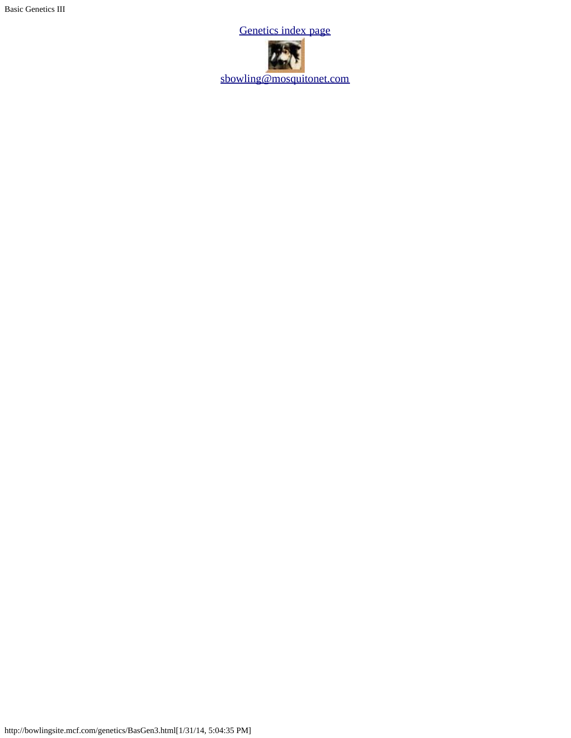[Genetics index page](#)

[sbowling@mosquitonet.com](mailto:sbowling@mosquitonet.com)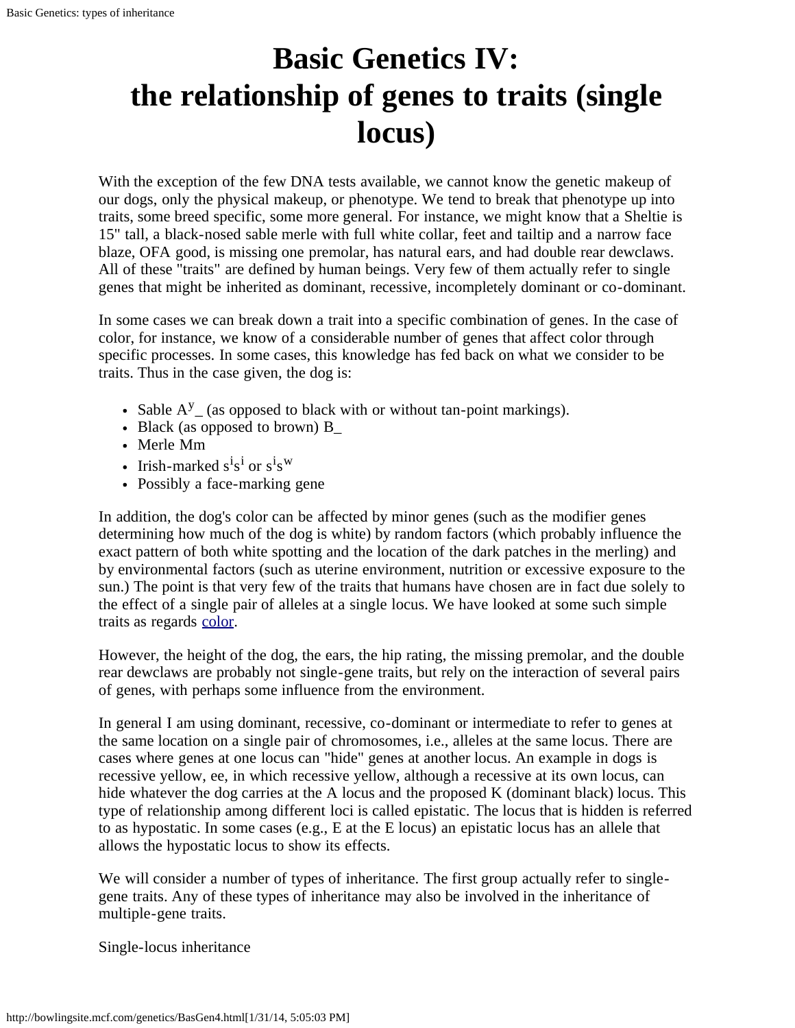# Basic Genetics IV: the relationship of genes to traits (single locus)

With the exception of the few DNA tests available, we cannot know the genetic makeup of our dogs, only the physical makeup, or phenotype. We tend to break that phenotype up into traits, some breed specific, some more general. For instance, we might know that a Sheltie is 15" tall, a black-nosed sable merle with full white collar, feet and tailtip and a narrow face blaze, OFA good, is missing one premolar, has natural ears, and had double rear dewclaws. All of these "traits" are defined by human beings. Very few of them actually refer to single genes that might be inherited as dominant, recessive, incompletely dominant or co-dominant.

In some cases we can break down a trait into a specific combination of genes. In the case of color, for instance, we know of a considerable number of genes that affect color through specific processes. In some cases, this knowledge has fed back on what we consider to be traits. Thus in the case given, the dog is:

- Sable $A^y$_ (as opposed to black with or without tan-point markings).
- Black (as opposed to brown) B_
- Merle Mm
- Irish-marked $s^i s^i$ or $s^i s^w$
- Possibly a face-marking gene

In addition, the dog's color can be affected by minor genes (such as the modifier genes determining how much of the dog is white) by random factors (which probably influence the exact pattern of both white spotting and the location of the dark patches in the merling) and by environmental factors (such as uterine environment, nutrition or excessive exposure to the sun.) The point is that very few of the traits that humans have chosen are in fact due solely to the effect of a single pair of alleles at a single locus. We have looked at some such simple traits as regards color.

However, the height of the dog, the ears, the hip rating, the missing premolar, and the double rear dewclaws are probably not single-gene traits, but rely on the interaction of several pairs of genes, with perhaps some influence from the environment.

In general I am using dominant, recessive, co-dominant or intermediate to refer to genes at the same location on a single pair of chromosomes, i.e., alleles at the same locus. There are cases where genes at one locus can "hide" genes at another locus. An example in dogs is recessive yellow, ee, in which recessive yellow, although a recessive at its own locus, can hide whatever the dog carries at the A locus and the proposed K (dominant black) locus. This type of relationship among different loci is called epistatic. The locus that is hidden is referred to as hypostatic. In some cases (e.g., E at the E locus) an epistatic locus has an allele that allows the hypostatic locus to show its effects.

We will consider a number of types of inheritance. The first group actually refer to single-gene traits. Any of these types of inheritance may also be involved in the inheritance of multiple-gene traits.

Single-locus inheritance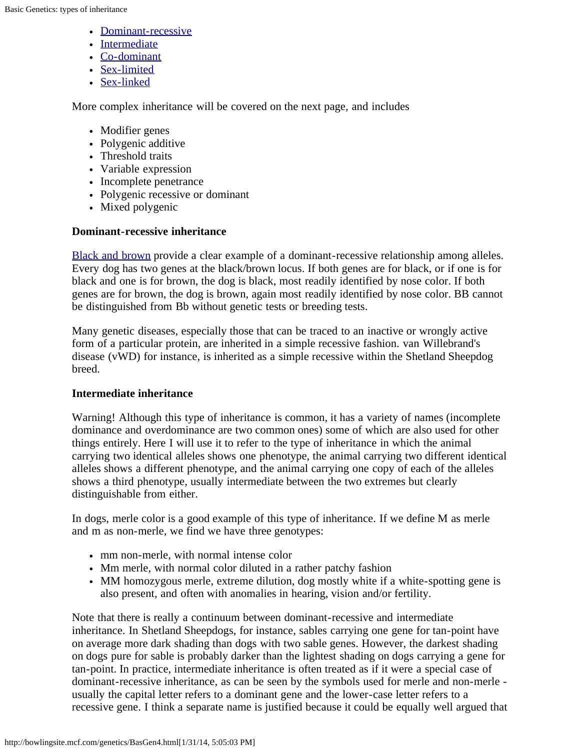- Dominant-recessive
- Intermediate
- Co-dominant
- Sex-limited
- Sex-linked

More complex inheritance will be covered on the next page, and includes

- Modifier genes
- Polygenic additive
- Threshold traits
- Variable expression
- Incomplete penetrance
- Polygenic recessive or dominant
- Mixed polygenic

**Dominant-recessive inheritance**

Black and brown provide a clear example of a dominant-recessive relationship among alleles. Every dog has two genes at the black/brown locus. If both genes are for black, or if one is for black and one is for brown, the dog is black, most readily identified by nose color. If both genes are for brown, the dog is brown, again most readily identified by nose color. BB cannot be distinguished from Bb without genetic tests or breeding tests.

Many genetic diseases, especially those that can be traced to an inactive or wrongly active form of a particular protein, are inherited in a simple recessive fashion. van Willebrand's disease (vWD) for instance, is inherited as a simple recessive within the Shetland Sheepdog breed.

**Intermediate inheritance**

Warning! Although this type of inheritance is common, it has a variety of names (incomplete dominance and overdominance are two common ones) some of which are also used for other things entirely. Here I will use it to refer to the type of inheritance in which the animal carrying two identical alleles shows one phenotype, the animal carrying two different identical alleles shows a different phenotype, and the animal carrying one copy of each of the alleles shows a third phenotype, usually intermediate between the two extremes but clearly distinguishable from either.

In dogs, merle color is a good example of this type of inheritance. If we define M as merle and m as non-merle, we find we have three genotypes:

- mm non-merle, with normal intense color
- Mm merle, with normal color diluted in a rather patchy fashion
- MM homozygous merle, extreme dilution, dog mostly white if a white-spotting gene is also present, and often with anomalies in hearing, vision and/or fertility.

Note that there is really a continuum between dominant-recessive and intermediate inheritance. In Shetland Sheepdogs, for instance, sables carrying one gene for tan-point have on average more dark shading than dogs with two sable genes. However, the darkest shading on dogs pure for sable is probably darker than the lightest shading on dogs carrying a gene for tan-point. In practice, intermediate inheritance is often treated as if it were a special case of dominant-recessive inheritance, as can be seen by the symbols used for merle and non-merle - usually the capital letter refers to a dominant gene and the lower-case letter refers to a recessive gene. I think a separate name is justified because it could be equally well argued that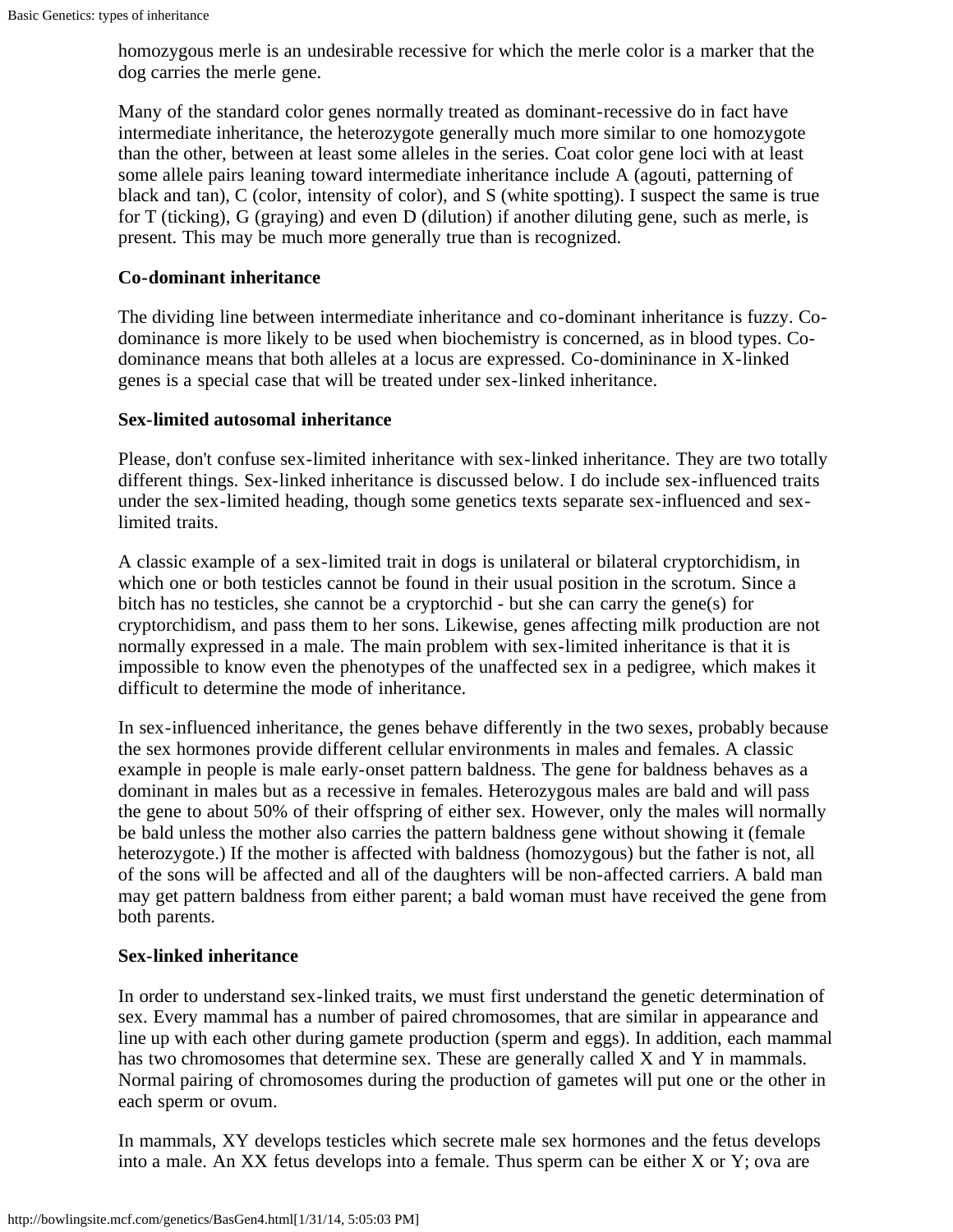homozygous merle is an undesirable recessive for which the merle color is a marker that the dog carries the merle gene.

Many of the standard color genes normally treated as dominant-recessive do in fact have intermediate inheritance, the heterozygote generally much more similar to one homozygote than the other, between at least some alleles in the series. Coat color gene loci with at least some allele pairs leaning toward intermediate inheritance include A (agouti, patterning of black and tan), C (color, intensity of color), and S (white spotting). I suspect the same is true for T (ticking), G (graying) and even D (dilution) if another diluting gene, such as merle, is present. This may be much more generally true than is recognized.

**Co-dominant inheritance**

The dividing line between intermediate inheritance and co-dominant inheritance is fuzzy. Co-dominance is more likely to be used when biochemistry is concerned, as in blood types. Co-dominance means that both alleles at a locus are expressed. Co-domininance in X-linked genes is a special case that will be treated under sex-linked inheritance.

**Sex-limited autosomal inheritance**

Please, don't confuse sex-limited inheritance with sex-linked inheritance. They are two totally different things. Sex-linked inheritance is discussed below. I do include sex-influenced traits under the sex-limited heading, though some genetics texts separate sex-influenced and sex-limited traits.

A classic example of a sex-limited trait in dogs is unilateral or bilateral cryptorchidism, in which one or both testicles cannot be found in their usual position in the scrotum. Since a bitch has no testicles, she cannot be a cryptorchid - but she can carry the gene(s) for cryptorchidism, and pass them to her sons. Likewise, genes affecting milk production are not normally expressed in a male. The main problem with sex-limited inheritance is that it is impossible to know even the phenotypes of the unaffected sex in a pedigree, which makes it difficult to determine the mode of inheritance.

In sex-influenced inheritance, the genes behave differently in the two sexes, probably because the sex hormones provide different cellular environments in males and females. A classic example in people is male early-onset pattern baldness. The gene for baldness behaves as a dominant in males but as a recessive in females. Heterozygous males are bald and will pass the gene to about 50% of their offspring of either sex. However, only the males will normally be bald unless the mother also carries the pattern baldness gene without showing it (female heterozygote.) If the mother is affected with baldness (homozygous) but the father is not, all of the sons will be affected and all of the daughters will be non-affected carriers. A bald man may get pattern baldness from either parent; a bald woman must have received the gene from both parents.

**Sex-linked inheritance**

In order to understand sex-linked traits, we must first understand the genetic determination of sex. Every mammal has a number of paired chromosomes, that are similar in appearance and line up with each other during gamete production (sperm and eggs). In addition, each mammal has two chromosomes that determine sex. These are generally called X and Y in mammals. Normal pairing of chromosomes during the production of gametes will put one or the other in each sperm or ovum.

In mammals, XY develops testicles which secrete male sex hormones and the fetus develops into a male. An XX fetus develops into a female. Thus sperm can be either X or Y; ova are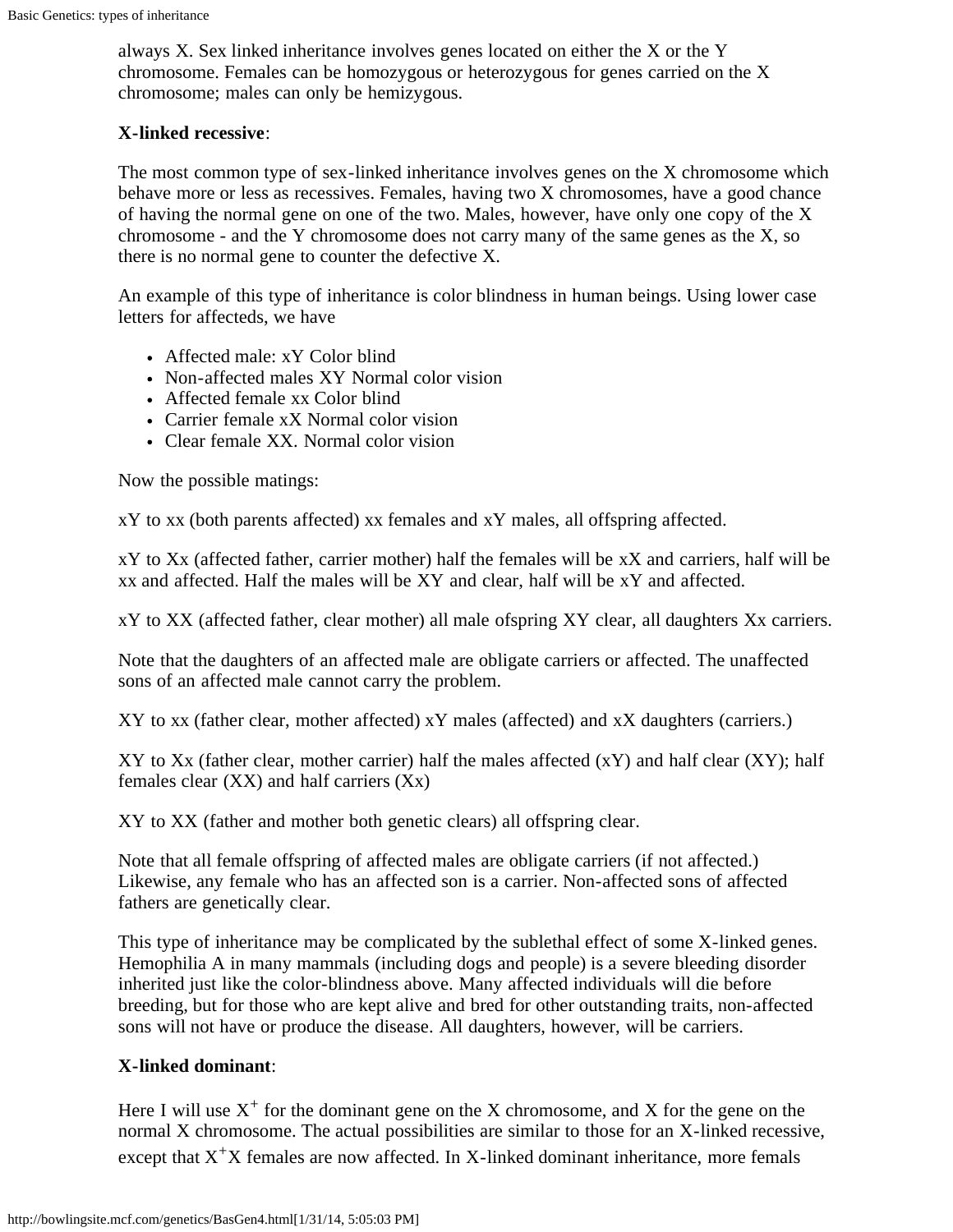always X. Sex linked inheritance involves genes located on either the X or the Y chromosome. Females can be homozygous or heterozygous for genes carried on the X chromosome; males can only be hemizygous.

**X-linked recessive**:

The most common type of sex-linked inheritance involves genes on the X chromosome which behave more or less as recessives. Females, having two X chromosomes, have a good chance of having the normal gene on one of the two. Males, however, have only one copy of the X chromosome - and the Y chromosome does not carry many of the same genes as the X, so there is no normal gene to counter the defective X.

An example of this type of inheritance is color blindness in human beings. Using lower case letters for affecteds, we have

- Affected male: xY Color blind
- Non-affected males XY Normal color vision
- Affected female xx Color blind
- Carrier female xX Normal color vision
- Clear female XX. Normal color vision

Now the possible matings:

xY to xx (both parents affected) xx females and xY males, all offspring affected.

xY to Xx (affected father, carrier mother) half the females will be xX and carriers, half will be xx and affected. Half the males will be XY and clear, half will be xY and affected.

xY to XX (affected father, clear mother) all male ofspring XY clear, all daughters Xx carriers.

Note that the daughters of an affected male are obligate carriers or affected. The unaffected sons of an affected male cannot carry the problem.

XY to xx (father clear, mother affected) xY males (affected) and xX daughters (carriers.)

XY to Xx (father clear, mother carrier) half the males affected (xY) and half clear (XY); half females clear (XX) and half carriers (Xx)

XY to XX (father and mother both genetic clears) all offspring clear.

Note that all female offspring of affected males are obligate carriers (if not affected.) Likewise, any female who has an affected son is a carrier. Non-affected sons of affected fathers are genetically clear.

This type of inheritance may be complicated by the sublethal effect of some X-linked genes. Hemophilia A in many mammals (including dogs and people) is a severe bleeding disorder inherited just like the color-blindness above. Many affected individuals will die before breeding, but for those who are kept alive and bred for other outstanding traits, non-affected sons will not have or produce the disease. All daughters, however, will be carriers.

**X-linked dominant**:

Here I will use $X^{+}$ for the dominant gene on the X chromosome, and X for the gene on the normal X chromosome. The actual possibilities are similar to those for an X-linked recessive, except that $X^{+}X$ females are now affected. In X-linked dominant inheritance, more femals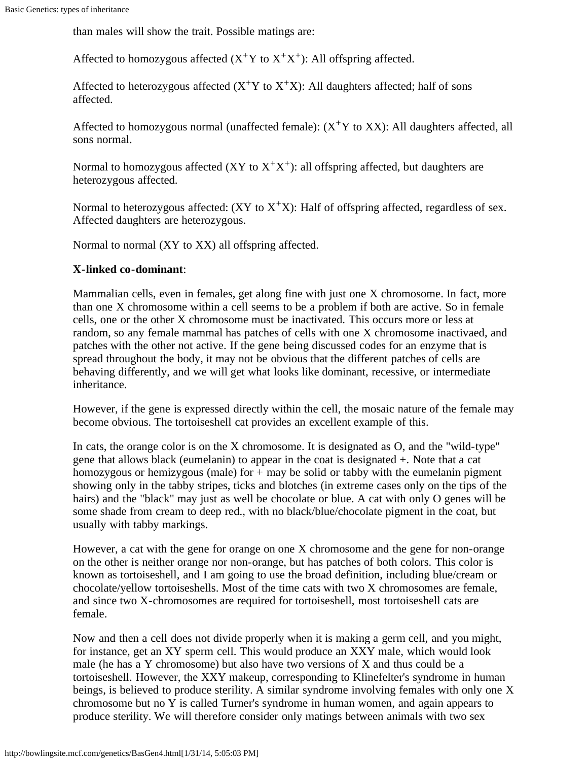than males will show the trait. Possible matings are:

Affected to homozygous affected ($X^+Y$ to $X^+X^+$): All offspring affected.

Affected to heterozygous affected ($X^+Y$ to $X^+X$): All daughters affected; half of sons affected.

Affected to homozygous normal (unaffected female): ($X^+Y$ to XX): All daughters affected, all sons normal.

Normal to homozygous affected (XY to $X^+X^+$): all offspring affected, but daughters are heterozygous affected.

Normal to heterozygous affected: (XY to $X^+X$): Half of offspring affected, regardless of sex. Affected daughters are heterozygous.

Normal to normal (XY to XX) all offspring affected.

**X-linked co-dominant**:

Mammalian cells, even in females, get along fine with just one X chromosome. In fact, more than one X chromosome within a cell seems to be a problem if both are active. So in female cells, one or the other X chromosome must be inactivated. This occurs more or less at random, so any female mammal has patches of cells with one X chromosome inactivaed, and patches with the other not active. If the gene being discussed codes for an enzyme that is spread throughout the body, it may not be obvious that the different patches of cells are behaving differently, and we will get what looks like dominant, recessive, or intermediate inheritance.

However, if the gene is expressed directly within the cell, the mosaic nature of the female may become obvious. The tortoiseshell cat provides an excellent example of this.

In cats, the orange color is on the X chromosome. It is designated as O, and the "wild-type" gene that allows black (eumelanin) to appear in the coat is designated +. Note that a cat homozygous or hemizygous (male) for + may be solid or tabby with the eumelanin pigment showing only in the tabby stripes, ticks and blotches (in extreme cases only on the tips of the hairs) and the "black" may just as well be chocolate or blue. A cat with only O genes will be some shade from cream to deep red., with no black/blue/chocolate pigment in the coat, but usually with tabby markings.

However, a cat with the gene for orange on one X chromosome and the gene for non-orange on the other is neither orange nor non-orange, but has patches of both colors. This color is known as tortoiseshell, and I am going to use the broad definition, including blue/cream or chocolate/yellow tortoiseshells. Most of the time cats with two X chromosomes are female, and since two X-chromosomes are required for tortoiseshell, most tortoiseshell cats are female.

Now and then a cell does not divide properly when it is making a germ cell, and you might, for instance, get an XY sperm cell. This would produce an XXY male, which would look male (he has a Y chromosome) but also have two versions of X and thus could be a tortoiseshell. However, the XXY makeup, corresponding to Klinefelter's syndrome in human beings, is believed to produce sterility. A similar syndrome involving females with only one X chromosome but no Y is called Turner's syndrome in human women, and again appears to produce sterility. We will therefore consider only matings between animals with two sex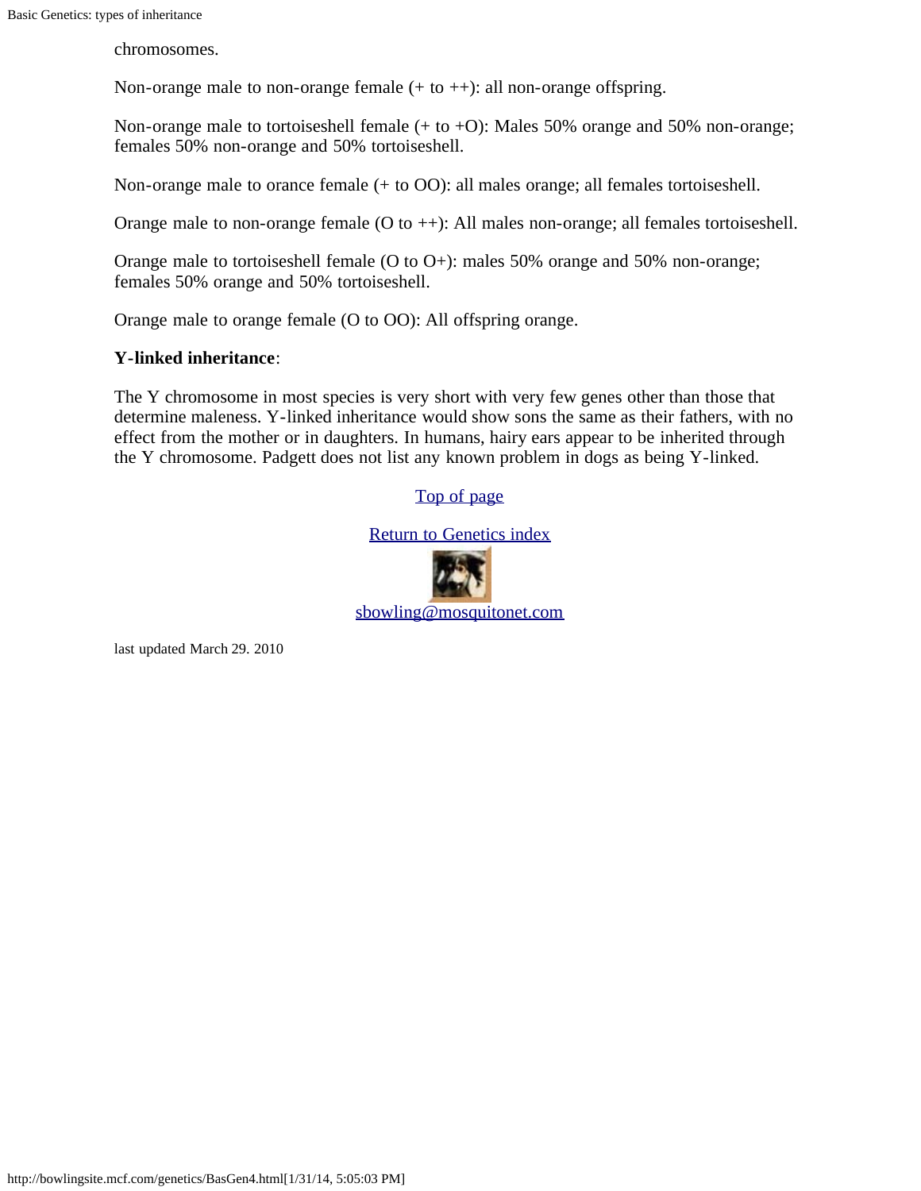chromosomes.

Non-orange male to non-orange female (+ to ++): all non-orange offspring.

Non-orange male to tortoiseshell female (+ to +O): Males 50% orange and 50% non-orange; females 50% non-orange and 50% tortoiseshell.

Non-orange male to orance female (+ to OO): all males orange; all females tortoiseshell.

Orange male to non-orange female (O to ++): All males non-orange; all females tortoiseshell.

Orange male to tortoiseshell female (O to O+): males 50% orange and 50% non-orange; females 50% orange and 50% tortoiseshell.

Orange male to orange female (O to OO): All offspring orange.

**Y-linked inheritance**:

The Y chromosome in most species is very short with very few genes other than those that determine maleness. Y-linked inheritance would show sons the same as their fathers, with no effect from the mother or in daughters. In humans, hairy ears appear to be inherited through the Y chromosome. Padgett does not list any known problem in dogs as being Y-linked.

Top of page

Return to Genetics index

sbowling@mosquitonet.com

last updated March 29. 2010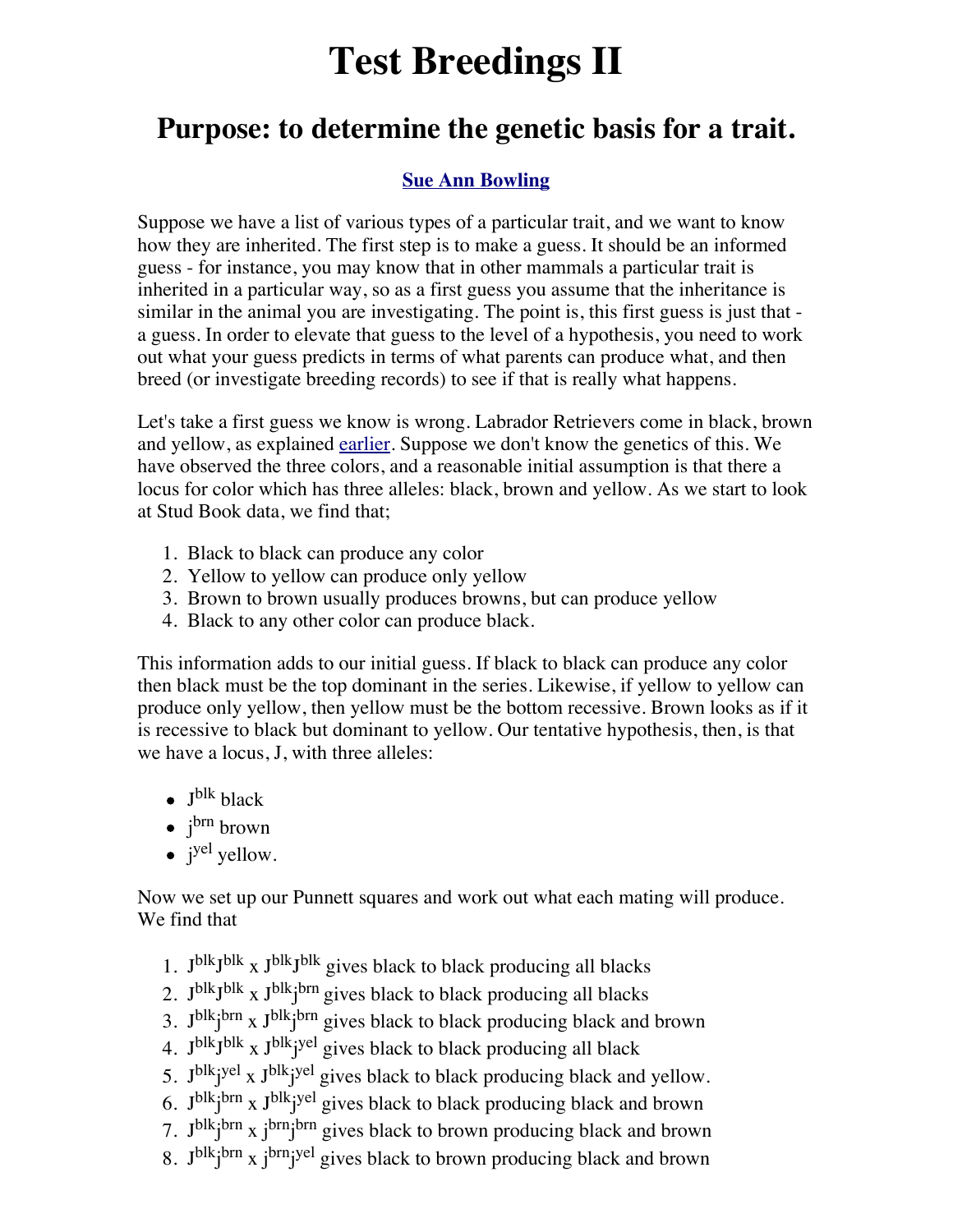# Test Breedings II

## Purpose: to determine the genetic basis for a trait.

**Sue Ann Bowling**

Suppose we have a list of various types of a particular trait, and we want to know how they are inherited. The first step is to make a guess. It should be an informed guess - for instance, you may know that in other mammals a particular trait is inherited in a particular way, so as a first guess you assume that the inheritance is similar in the animal you are investigating. The point is, this first guess is just that - a guess. In order to elevate that guess to the level of a hypothesis, you need to work out what your guess predicts in terms of what parents can produce what, and then breed (or investigate breeding records) to see if that is really what happens.

Let's take a first guess we know is wrong. Labrador Retrievers come in black, brown and yellow, as explained earlier. Suppose we don't know the genetics of this. We have observed the three colors, and a reasonable initial assumption is that there a locus for color which has three alleles: black, brown and yellow. As we start to look at Stud Book data, we find that;

1. Black to black can produce any color
2. Yellow to yellow can produce only yellow
3. Brown to brown usually produces browns, but can produce yellow
4. Black to any other color can produce black.

This information adds to our initial guess. If black to black can produce any color then black must be the top dominant in the series. Likewise, if yellow to yellow can produce only yellow, then yellow must be the bottom recessive. Brown looks as if it is recessive to black but dominant to yellow. Our tentative hypothesis, then, is that we have a locus, J, with three alleles:

- $J^{blk}$ black
- $j^{brn}$ brown
- $j^{yel}$ yellow.

Now we set up our Punnett squares and work out what each mating will produce. We find that

1. $J^{blk}J^{blk}$ x $J^{blk}J^{blk}$ gives black to black producing all blacks
2. $J^{blk}J^{blk}$ x $J^{blk}j^{brn}$ gives black to black producing all blacks
3. $J^{blk}j^{brn}$ x $J^{blk}j^{brn}$ gives black to black producing black and brown
4. $J^{blk}J^{blk}$ x $J^{blk}j^{yel}$ gives black to black producing all black
5. $J^{blk}j^{yel}$ x $J^{blk}j^{yel}$ gives black to black producing black and yellow.
6. $J^{blk}j^{brn}$ x $J^{blk}j^{yel}$ gives black to black producing black and brown
7. $J^{blk}j^{brn}$ x $j^{brn}j^{brn}$ gives black to brown producing black and brown
8. $J^{blk}j^{brn}$ x $j^{brn}j^{yel}$ gives black to brown producing black and brown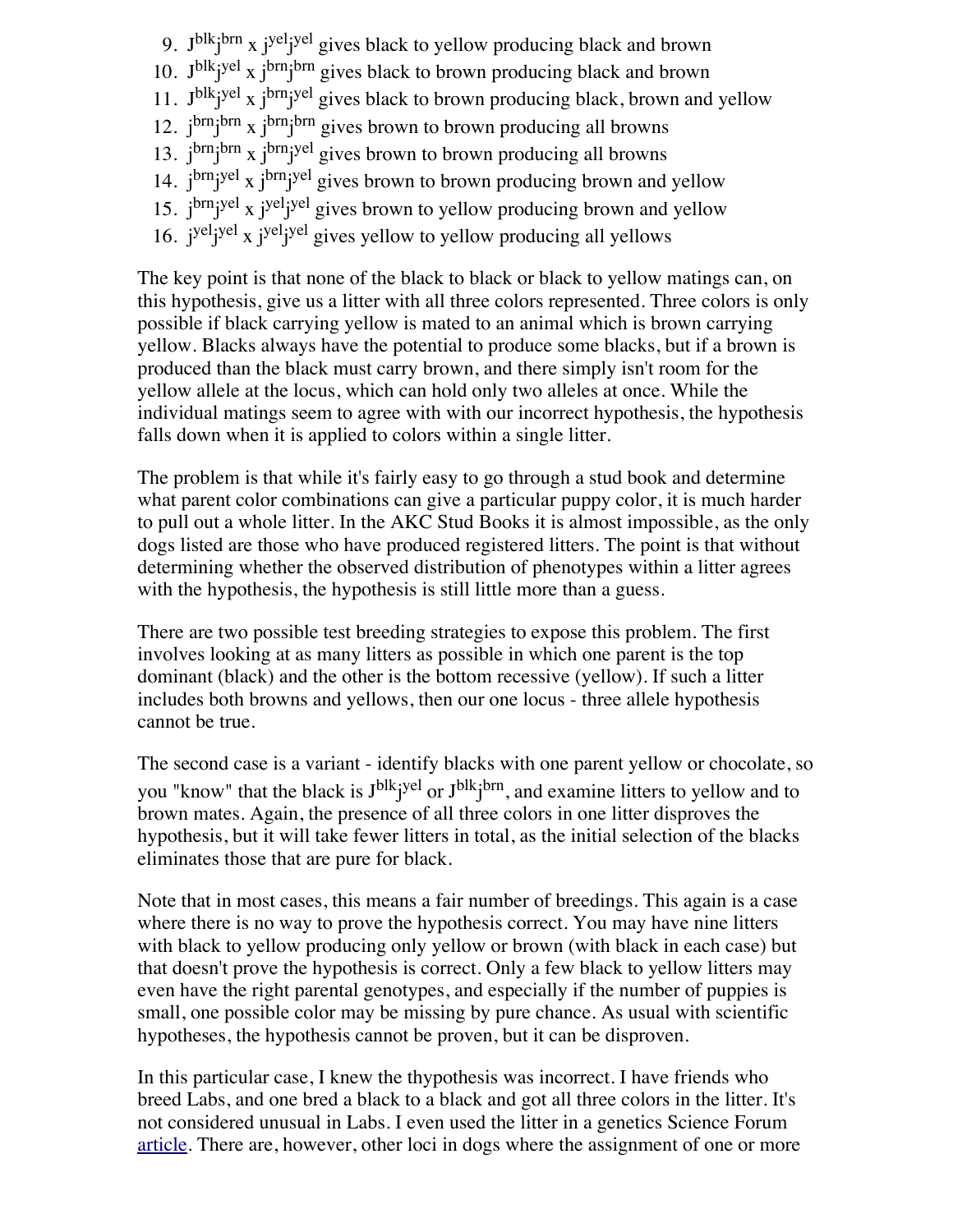9. $J^{blk}j^{brn}$ x $j^{yel}j^{yel}$ gives black to yellow producing black and brown
10. $J^{blk}j^{yel}$ x $j^{brn}j^{brn}$ gives black to brown producing black and brown
11. $J^{blk}j^{yel}$ x $j^{brn}j^{yel}$ gives black to brown producing black, brown and yellow
12. $j^{brn}j^{brn}$ x $j^{brn}j^{brn}$ gives brown to brown producing all browns
13. $j^{brn}j^{brn}$ x $j^{brn}j^{yel}$ gives brown to brown producing all browns
14. $j^{brn}j^{yel}$ x $j^{brn}j^{yel}$ gives brown to brown producing brown and yellow
15. $j^{brn}j^{yel}$ x $j^{yel}j^{yel}$ gives brown to yellow producing brown and yellow
16. $j^{yel}j^{yel}$ x $j^{yel}j^{yel}$ gives yellow to yellow producing all yellows

The key point is that none of the black to black or black to yellow matings can, on this hypothesis, give us a litter with all three colors represented. Three colors is only possible if black carrying yellow is mated to an animal which is brown carrying yellow. Blacks always have the potential to produce some blacks, but if a brown is produced than the black must carry brown, and there simply isn't room for the yellow allele at the locus, which can hold only two alleles at once. While the individual matings seem to agree with with our incorrect hypothesis, the hypothesis falls down when it is applied to colors within a single litter.

The problem is that while it's fairly easy to go through a stud book and determine what parent color combinations can give a particular puppy color, it is much harder to pull out a whole litter. In the AKC Stud Books it is almost impossible, as the only dogs listed are those who have produced registered litters. The point is that without determining whether the observed distribution of phenotypes within a litter agrees with the hypothesis, the hypothesis is still little more than a guess.

There are two possible test breeding strategies to expose this problem. The first involves looking at as many litters as possible in which one parent is the top dominant (black) and the other is the bottom recessive (yellow). If such a litter includes both browns and yellows, then our one locus - three allele hypothesis cannot be true.

The second case is a variant - identify blacks with one parent yellow or chocolate, so you "know" that the black is $J^{blk}j^{yel}$ or $J^{blk}j^{brn}$, and examine litters to yellow and to brown mates. Again, the presence of all three colors in one litter disproves the hypothesis, but it will take fewer litters in total, as the initial selection of the blacks eliminates those that are pure for black.

Note that in most cases, this means a fair number of breedings. This again is a case where there is no way to prove the hypothesis correct. You may have nine litters with black to yellow producing only yellow or brown (with black in each case) but that doesn't prove the hypothesis is correct. Only a few black to yellow litters may even have the right parental genotypes, and especially if the number of puppies is small, one possible color may be missing by pure chance. As usual with scientific hypotheses, the hypothesis cannot be proven, but it can be disproven.

In this particular case, I knew the thypothesis was incorrect. I have friends who breed Labs, and one bred a black to a black and got all three colors in the litter. It's not considered unusual in Labs. I even used the litter in a genetics Science Forum article. There are, however, other loci in dogs where the assignment of one or more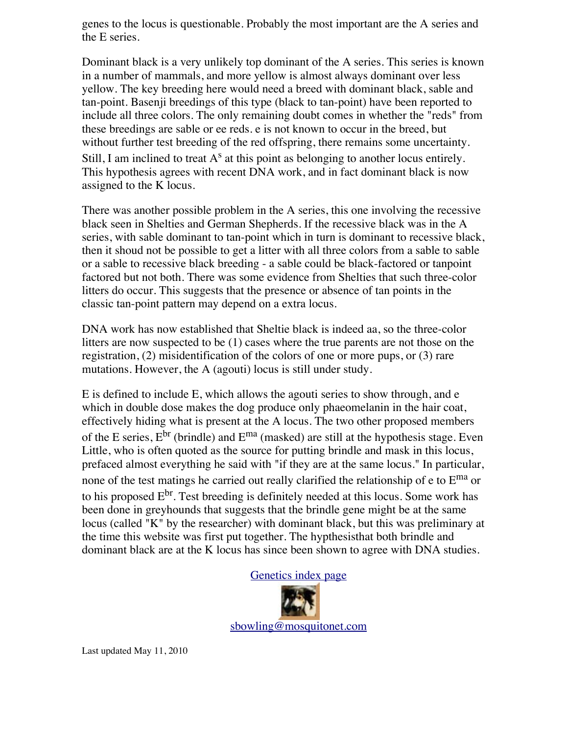genes to the locus is questionable. Probably the most important are the A series and the E series.

Dominant black is a very unlikely top dominant of the A series. This series is known in a number of mammals, and more yellow is almost always dominant over less yellow. The key breeding here would need a breed with dominant black, sable and tan-point. Basenji breedings of this type (black to tan-point) have been reported to include all three colors. The only remaining doubt comes in whether the "reds" from these breedings are sable or ee reds. e is not known to occur in the breed, but without further test breeding of the red offspring, there remains some uncertainty. Still, I am inclined to treat $A^s$ at this point as belonging to another locus entirely. This hypothesis agrees with recent DNA work, and in fact dominant black is now assigned to the K locus.

There was another possible problem in the A series, this one involving the recessive black seen in Shelties and German Shepherds. If the recessive black was in the A series, with sable dominant to tan-point which in turn is dominant to recessive black, then it shoud not be possible to get a litter with all three colors from a sable to sable or a sable to recessive black breeding - a sable could be black-factored or tanpoint factored but not both. There was some evidence from Shelties that such three-color litters do occur. This suggests that the presence or absence of tan points in the classic tan-point pattern may depend on a extra locus.

DNA work has now established that Sheltie black is indeed aa, so the three-color litters are now suspected to be (1) cases where the true parents are not those on the registration, (2) misidentification of the colors of one or more pups, or (3) rare mutations. However, the A (agouti) locus is still under study.

E is defined to include E, which allows the agouti series to show through, and e which in double dose makes the dog produce only phaeomelanin in the hair coat, effectively hiding what is present at the A locus. The two other proposed members of the E series, $E^{br}$ (brindle) and $E^{ma}$ (masked) are still at the hypothesis stage. Even Little, who is often quoted as the source for putting brindle and mask in this locus, prefaced almost everything he said with "if they are at the same locus." In particular, none of the test matings he carried out really clarified the relationship of e to $E^{ma}$ or to his proposed $E^{br}$. Test breeding is definitely needed at this locus. Some work has been done in greyhounds that suggests that the brindle gene might be at the same locus (called "K" by the researcher) with dominant black, but this was preliminary at the time this website was first put together. The hypthesisthat both brindle and dominant black are at the K locus has since been shown to agree with DNA studies.

[Genetics index page](Genetics index page)

sbowling@mosquitonet.com

Last updated May 11, 2010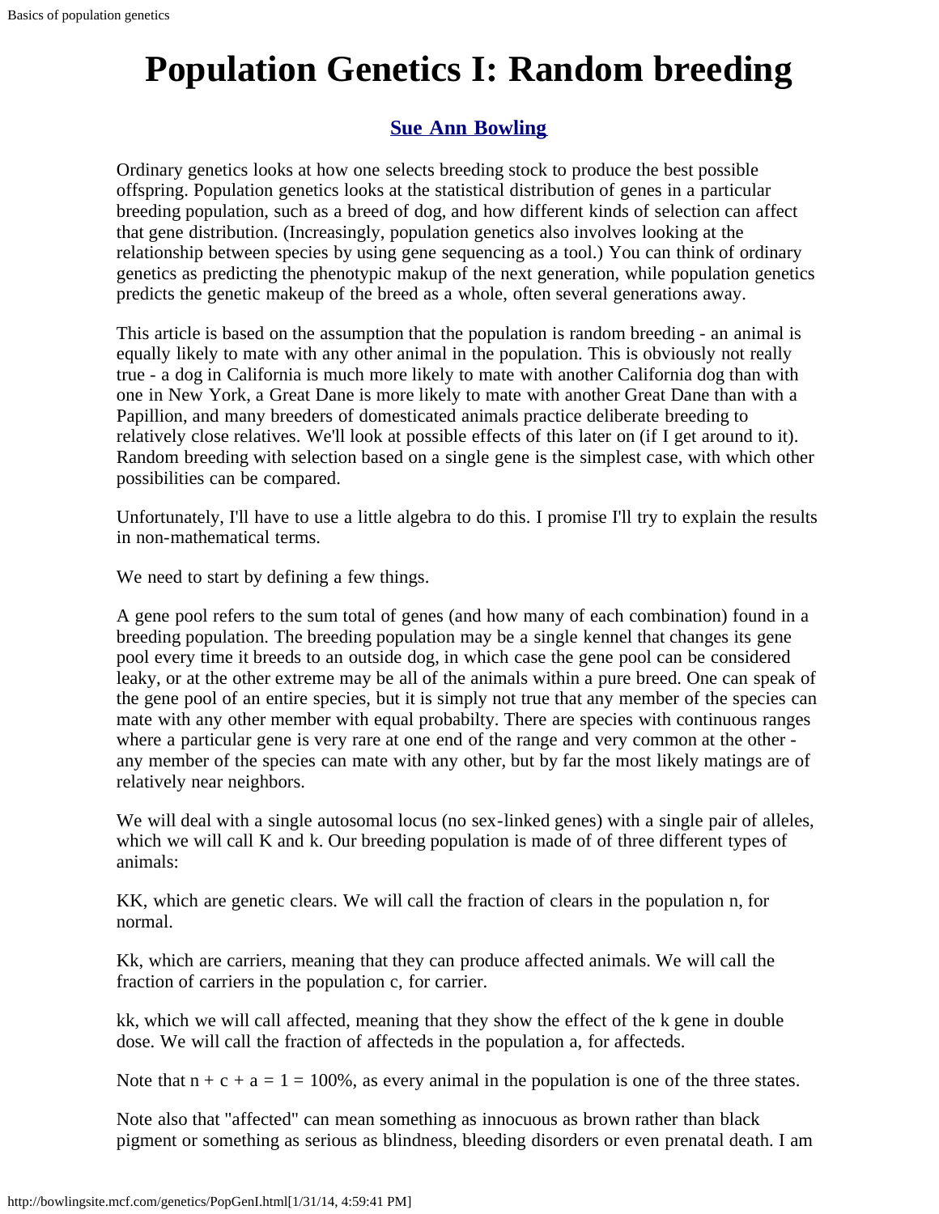# Population Genetics I: Random breeding

### Sue Ann Bowling

Ordinary genetics looks at how one selects breeding stock to produce the best possible offspring. Population genetics looks at the statistical distribution of genes in a particular breeding population, such as a breed of dog, and how different kinds of selection can affect that gene distribution. (Increasingly, population genetics also involves looking at the relationship between species by using gene sequencing as a tool.) You can think of ordinary genetics as predicting the phenotypic makup of the next generation, while population genetics predicts the genetic makeup of the breed as a whole, often several generations away.

This article is based on the assumption that the population is random breeding - an animal is equally likely to mate with any other animal in the population. This is obviously not really true - a dog in California is much more likely to mate with another California dog than with one in New York, a Great Dane is more likely to mate with another Great Dane than with a Papillion, and many breeders of domesticated animals practice deliberate breeding to relatively close relatives. We'll look at possible effects of this later on (if I get around to it). Random breeding with selection based on a single gene is the simplest case, with which other possibilities can be compared.

Unfortunately, I'll have to use a little algebra to do this. I promise I'll try to explain the results in non-mathematical terms.

We need to start by defining a few things.

A gene pool refers to the sum total of genes (and how many of each combination) found in a breeding population. The breeding population may be a single kennel that changes its gene pool every time it breeds to an outside dog, in which case the gene pool can be considered leaky, or at the other extreme may be all of the animals within a pure breed. One can speak of the gene pool of an entire species, but it is simply not true that any member of the species can mate with any other member with equal probabilty. There are species with continuous ranges where a particular gene is very rare at one end of the range and very common at the other - any member of the species can mate with any other, but by far the most likely matings are of relatively near neighbors.

We will deal with a single autosomal locus (no sex-linked genes) with a single pair of alleles, which we will call K and k. Our breeding population is made of of three different types of animals:

KK, which are genetic clears. We will call the fraction of clears in the population n, for normal.

Kk, which are carriers, meaning that they can produce affected animals. We will call the fraction of carriers in the population c, for carrier.

kk, which we will call affected, meaning that they show the effect of the k gene in double dose. We will call the fraction of affecteds in the population a, for affecteds.

Note that $n + c + a = 1 = 100\%$, as every animal in the population is one of the three states.

Note also that "affected" can mean something as innocuous as brown rather than black pigment or something as serious as blindness, bleeding disorders or even prenatal death. I am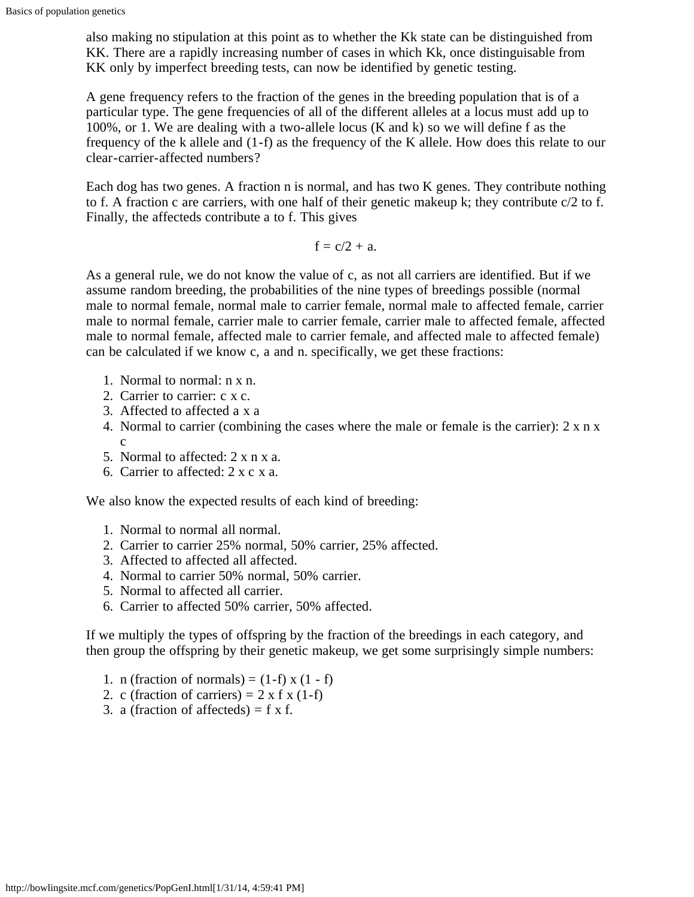also making no stipulation at this point as to whether the Kk state can be distinguished from KK. There are a rapidly increasing number of cases in which Kk, once distinguisable from KK only by imperfect breeding tests, can now be identified by genetic testing.

A gene frequency refers to the fraction of the genes in the breeding population that is of a particular type. The gene frequencies of all of the different alleles at a locus must add up to 100%, or 1. We are dealing with a two-allele locus (K and k) so we will define f as the frequency of the k allele and (1-f) as the frequency of the K allele. How does this relate to our clear-carrier-affected numbers?

Each dog has two genes. A fraction n is normal, and has two K genes. They contribute nothing to f. A fraction c are carriers, with one half of their genetic makeup k; they contribute c/2 to f. Finally, the affecteds contribute a to f. This gives

$$f = c/2 + a.$$

As a general rule, we do not know the value of c, as not all carriers are identified. But if we assume random breeding, the probabilities of the nine types of breedings possible (normal male to normal female, normal male to carrier female, normal male to affected female, carrier male to normal female, carrier male to carrier female, carrier male to affected female, affected male to normal female, affected male to carrier female, and affected male to affected female) can be calculated if we know c, a and n. specifically, we get these fractions:

1. Normal to normal: n x n.
2. Carrier to carrier: c x c.
3. Affected to affected a x a
4. Normal to carrier (combining the cases where the male or female is the carrier): 2 x n x c
5. Normal to affected: 2 x n x a.
6. Carrier to affected: 2 x c x a.

We also know the expected results of each kind of breeding:

1. Normal to normal all normal.
2. Carrier to carrier 25% normal, 50% carrier, 25% affected.
3. Affected to affected all affected.
4. Normal to carrier 50% normal, 50% carrier.
5. Normal to affected all carrier.
6. Carrier to affected 50% carrier, 50% affected.

If we multiply the types of offspring by the fraction of the breedings in each category, and then group the offspring by their genetic makeup, we get some surprisingly simple numbers:

1. n (fraction of normals) = (1-f) x (1 - f)
2. c (fraction of carriers) = 2 x f x (1-f)
3. a (fraction of affecteds) = f x f.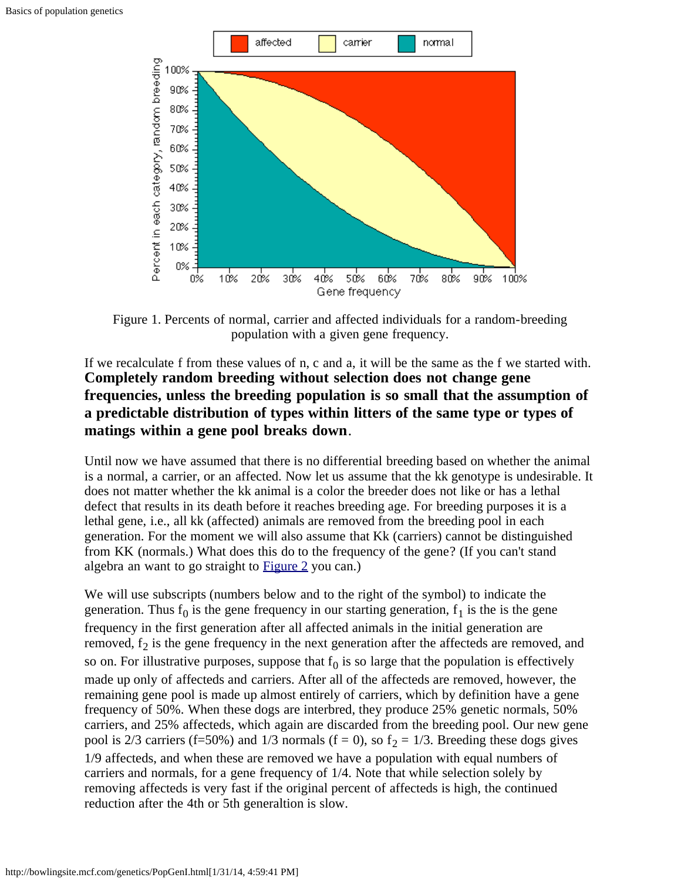Figure 1. Percents of normal, carrier and affected individuals for a random-breeding population with a given gene frequency.

If we recalculate f from these values of n, c and a, it will be the same as the f we started with. **Completely random breeding without selection does not change gene frequencies, unless the breeding population is so small that the assumption of a predictable distribution of types within litters of the same type or types of matings within a gene pool breaks down**.

Until now we have assumed that there is no differential breeding based on whether the animal is a normal, a carrier, or an affected. Now let us assume that the kk genotype is undesirable. It does not matter whether the kk animal is a color the breeder does not like or has a lethal defect that results in its death before it reaches breeding age. For breeding purposes it is a lethal gene, i.e., all kk (affected) animals are removed from the breeding pool in each generation. For the moment we will also assume that Kk (carriers) cannot be distinguished from KK (normals.) What does this do to the frequency of the gene? (If you can't stand algebra an want to go straight to Figure 2 you can.)

We will use subscripts (numbers below and to the right of the symbol) to indicate the generation. Thus $f_0$ is the gene frequency in our starting generation, $f_1$ is the is the gene frequency in the first generation after all affected animals in the initial generation are removed, $f_2$ is the gene frequency in the next generation after the affecteds are removed, and so on. For illustrative purposes, suppose that $f_0$ is so large that the population is effectively made up only of affecteds and carriers. After all of the affecteds are removed, however, the remaining gene pool is made up almost entirely of carriers, which by definition have a gene frequency of 50%. When these dogs are interbred, they produce 25% genetic normals, 50% carriers, and 25% affecteds, which again are discarded from the breeding pool. Our new gene pool is 2/3 carriers (f=50%) and 1/3 normals (f = 0), so $f_2$ = 1/3. Breeding these dogs gives 1/9 affecteds, and when these are removed we have a population with equal numbers of carriers and normals, for a gene frequency of 1/4. Note that while selection solely by removing affecteds is very fast if the original percent of affecteds is high, the continued reduction after the 4th or 5th generaltion is slow.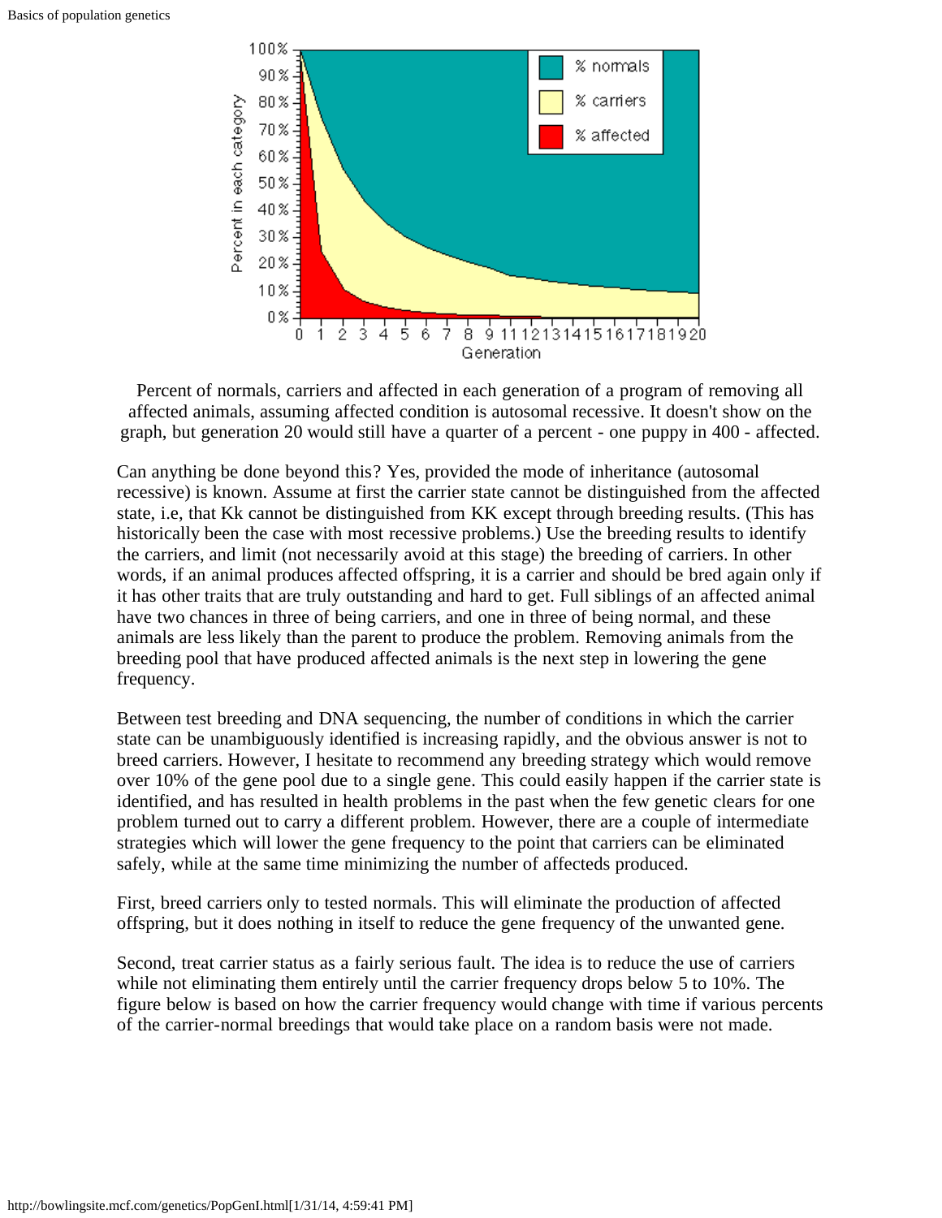Percent of normals, carriers and affected in each generation of a program of removing all affected animals, assuming affected condition is autosomal recessive. It doesn't show on the graph, but generation 20 would still have a quarter of a percent - one puppy in 400 - affected.

Can anything be done beyond this? Yes, provided the mode of inheritance (autosomal recessive) is known. Assume at first the carrier state cannot be distinguished from the affected state, i.e, that Kk cannot be distinguished from KK except through breeding results. (This has historically been the case with most recessive problems.) Use the breeding results to identify the carriers, and limit (not necessarily avoid at this stage) the breeding of carriers. In other words, if an animal produces affected offspring, it is a carrier and should be bred again only if it has other traits that are truly outstanding and hard to get. Full siblings of an affected animal have two chances in three of being carriers, and one in three of being normal, and these animals are less likely than the parent to produce the problem. Removing animals from the breeding pool that have produced affected animals is the next step in lowering the gene frequency.

Between test breeding and DNA sequencing, the number of conditions in which the carrier state can be unambiguously identified is increasing rapidly, and the obvious answer is not to breed carriers. However, I hesitate to recommend any breeding strategy which would remove over 10% of the gene pool due to a single gene. This could easily happen if the carrier state is identified, and has resulted in health problems in the past when the few genetic clears for one problem turned out to carry a different problem. However, there are a couple of intermediate strategies which will lower the gene frequency to the point that carriers can be eliminated safely, while at the same time minimizing the number of affecteds produced.

First, breed carriers only to tested normals. This will eliminate the production of affected offspring, but it does nothing in itself to reduce the gene frequency of the unwanted gene.

Second, treat carrier status as a fairly serious fault. The idea is to reduce the use of carriers while not eliminating them entirely until the carrier frequency drops below 5 to 10%. The figure below is based on how the carrier frequency would change with time if various percents of the carrier-normal breedings that would take place on a random basis were not made.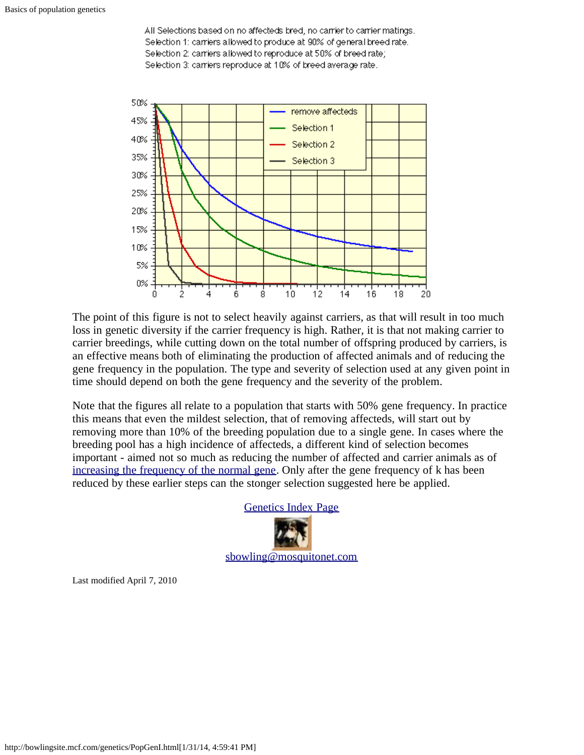All Selections based on no affecteds bred, no carrier to carrier matings.
Selection 1: carriers allowed to produce at 90% of general breed rate.
Selection 2: carriers allowed to reproduce at 50% of breed rate;
Selection 3: carriers reproduce at 10% of breed average rate.

The point of this figure is not to select heavily against carriers, as that will result in too much loss in genetic diversity if the carrier frequency is high. Rather, it is that not making carrier to carrier breedings, while cutting down on the total number of offspring produced by carriers, is an effective means both of eliminating the production of affected animals and of reducing the gene frequency in the population. The type and severity of selection used at any given point in time should depend on both the gene frequency and the severity of the problem.

Note that the figures all relate to a population that starts with 50% gene frequency. In practice this means that even the mildest selection, that of removing affecteds, will start out by removing more than 10% of the breeding population due to a single gene. In cases where the breeding pool has a high incidence of affecteds, a different kind of selection becomes important - aimed not so much as reducing the number of affected and carrier animals as of [increasing the frequency of the normal gene](). Only after the gene frequency of k has been reduced by these earlier steps can the stonger selection suggested here be applied.

[Genetics Index Page]()

[sbowling@mosquitonet.com]()

Last modified April 7, 2010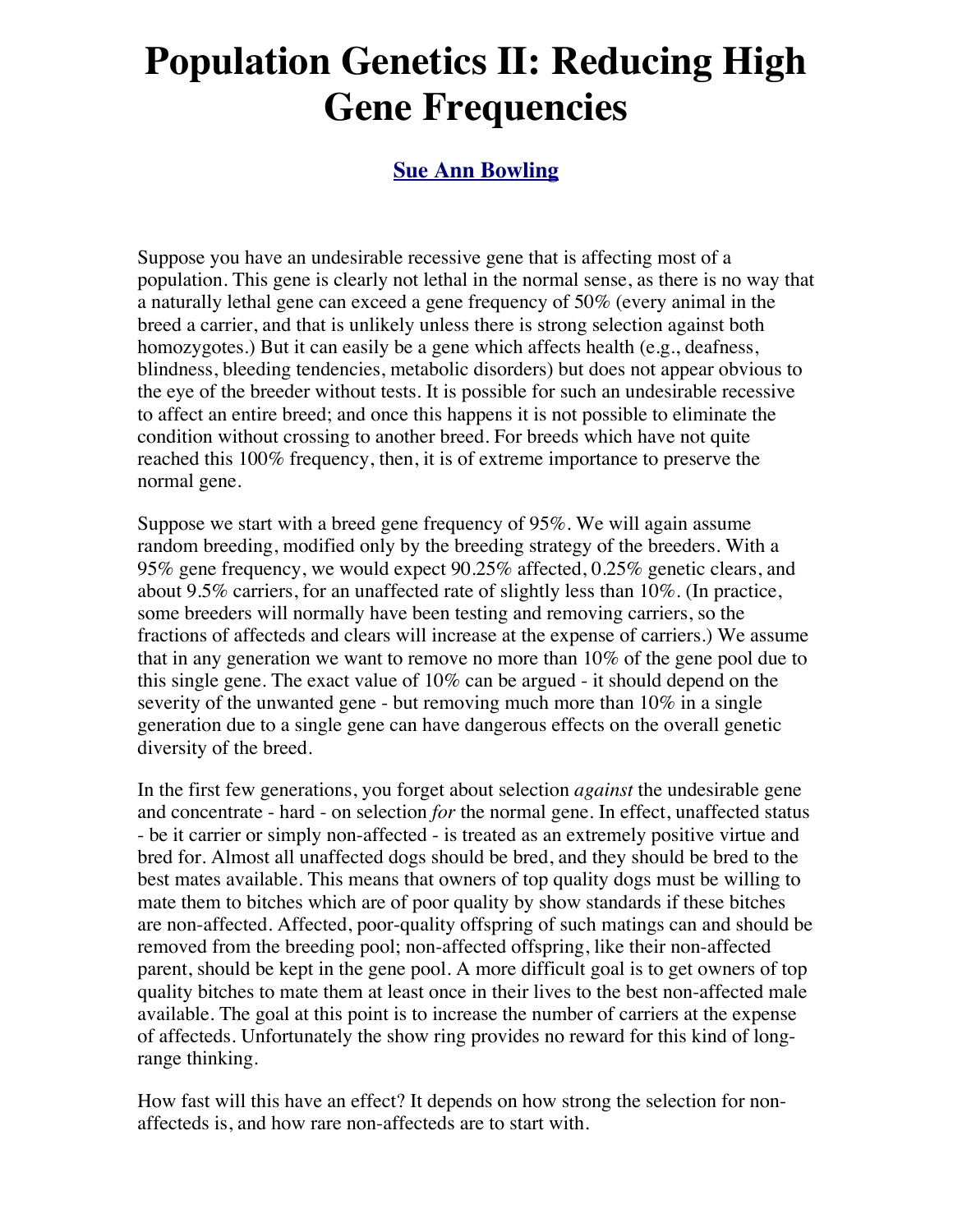# Population Genetics II: Reducing High Gene Frequencies

**Sue Ann Bowling**

Suppose you have an undesirable recessive gene that is affecting most of a population. This gene is clearly not lethal in the normal sense, as there is no way that a naturally lethal gene can exceed a gene frequency of 50% (every animal in the breed a carrier, and that is unlikely unless there is strong selection against both homozygotes.) But it can easily be a gene which affects health (e.g., deafness, blindness, bleeding tendencies, metabolic disorders) but does not appear obvious to the eye of the breeder without tests. It is possible for such an undesirable recessive to affect an entire breed; and once this happens it is not possible to eliminate the condition without crossing to another breed. For breeds which have not quite reached this 100% frequency, then, it is of extreme importance to preserve the normal gene.

Suppose we start with a breed gene frequency of 95%. We will again assume random breeding, modified only by the breeding strategy of the breeders. With a 95% gene frequency, we would expect 90.25% affected, 0.25% genetic clears, and about 9.5% carriers, for an unaffected rate of slightly less than 10%. (In practice, some breeders will normally have been testing and removing carriers, so the fractions of affecteds and clears will increase at the expense of carriers.) We assume that in any generation we want to remove no more than 10% of the gene pool due to this single gene. The exact value of 10% can be argued - it should depend on the severity of the unwanted gene - but removing much more than 10% in a single generation due to a single gene can have dangerous effects on the overall genetic diversity of the breed.

In the first few generations, you forget about selection *against* the undesirable gene and concentrate - hard - on selection *for* the normal gene. In effect, unaffected status - be it carrier or simply non-affected - is treated as an extremely positive virtue and bred for. Almost all unaffected dogs should be bred, and they should be bred to the best mates available. This means that owners of top quality dogs must be willing to mate them to bitches which are of poor quality by show standards if these bitches are non-affected. Affected, poor-quality offspring of such matings can and should be removed from the breeding pool; non-affected offspring, like their non-affected parent, should be kept in the gene pool. A more difficult goal is to get owners of top quality bitches to mate them at least once in their lives to the best non-affected male available. The goal at this point is to increase the number of carriers at the expense of affecteds. Unfortunately the show ring provides no reward for this kind of long-range thinking.

How fast will this have an effect? It depends on how strong the selection for non-affecteds is, and how rare non-affecteds are to start with.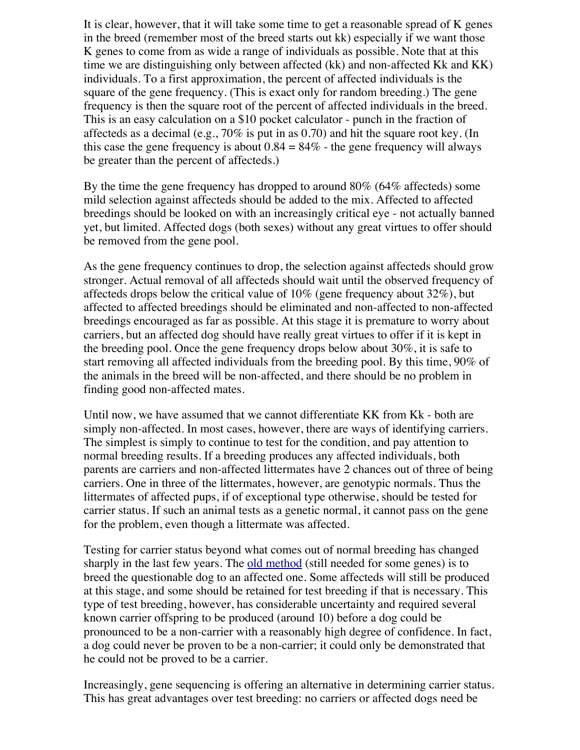It is clear, however, that it will take some time to get a reasonable spread of K genes in the breed (remember most of the breed starts out kk) especially if we want those K genes to come from as wide a range of individuals as possible. Note that at this time we are distinguishing only between affected (kk) and non-affected Kk and KK) individuals. To a first approximation, the percent of affected individuals is the square of the gene frequency. (This is exact only for random breeding.) The gene frequency is then the square root of the percent of affected individuals in the breed. This is an easy calculation on a $10 pocket calculator - punch in the fraction of affecteds as a decimal (e.g., 70% is put in as 0.70) and hit the square root key. (In this case the gene frequency is about 0.84 = 84% - the gene frequency will always be greater than the percent of affecteds.)

By the time the gene frequency has dropped to around 80% (64% affecteds) some mild selection against affecteds should be added to the mix. Affected to affected breedings should be looked on with an increasingly critical eye - not actually banned yet, but limited. Affected dogs (both sexes) without any great virtues to offer should be removed from the gene pool.

As the gene frequency continues to drop, the selection against affecteds should grow stronger. Actual removal of all affecteds should wait until the observed frequency of affecteds drops below the critical value of 10% (gene frequency about 32%), but affected to affected breedings should be eliminated and non-affected to non-affected breedings encouraged as far as possible. At this stage it is premature to worry about carriers, but an affected dog should have really great virtues to offer if it is kept in the breeding pool. Once the gene frequency drops below about 30%, it is safe to start removing all affected individuals from the breeding pool. By this time, 90% of the animals in the breed will be non-affected, and there should be no problem in finding good non-affected mates.

Until now, we have assumed that we cannot differentiate KK from Kk - both are simply non-affected. In most cases, however, there are ways of identifying carriers. The simplest is simply to continue to test for the condition, and pay attention to normal breeding results. If a breeding produces any affected individuals, both parents are carriers and non-affected littermates have 2 chances out of three of being carriers. One in three of the littermates, however, are genotypic normals. Thus the littermates of affected pups, if of exceptional type otherwise, should be tested for carrier status. If such an animal tests as a genetic normal, it cannot pass on the gene for the problem, even though a littermate was affected.

Testing for carrier status beyond what comes out of normal breeding has changed sharply in the last few years. The old method (still needed for some genes) is to breed the questionable dog to an affected one. Some affecteds will still be produced at this stage, and some should be retained for test breeding if that is necessary. This type of test breeding, however, has considerable uncertainty and required several known carrier offspring to be produced (around 10) before a dog could be pronounced to be a non-carrier with a reasonably high degree of confidence. In fact, a dog could never be proven to be a non-carrier; it could only be demonstrated that he could not be proved to be a carrier.

Increasingly, gene sequencing is offering an alternative in determining carrier status. This has great advantages over test breeding: no carriers or affected dogs need be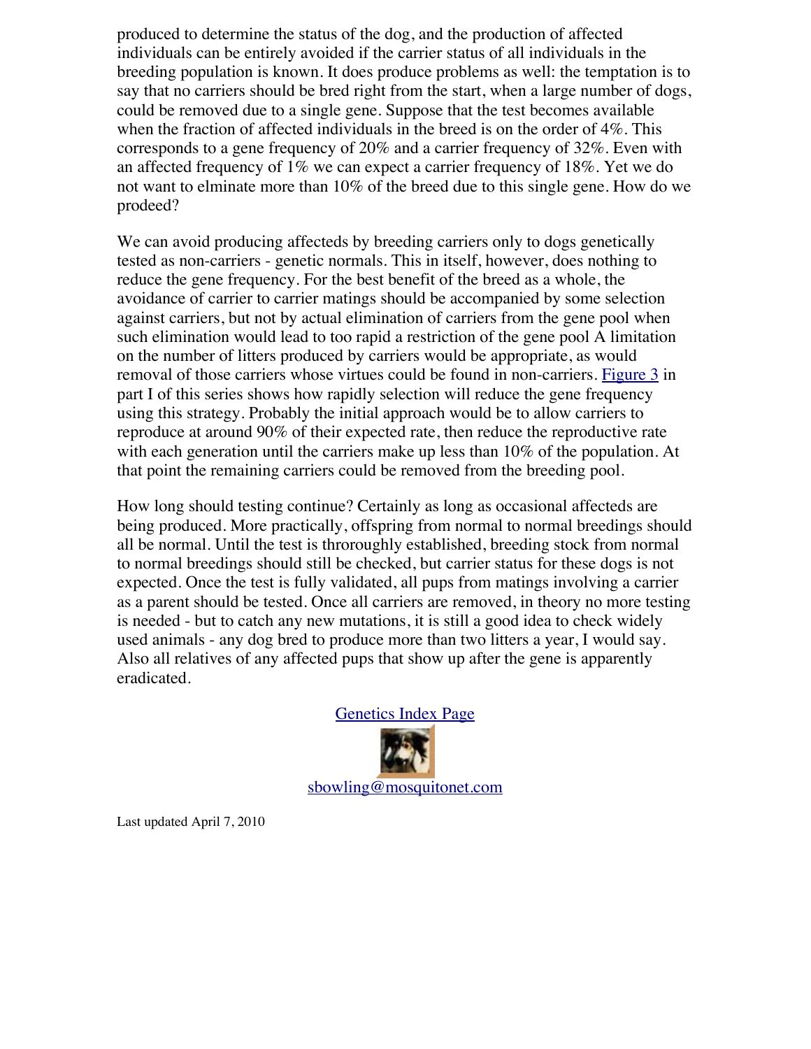produced to determine the status of the dog, and the production of affected individuals can be entirely avoided if the carrier status of all individuals in the breeding population is known. It does produce problems as well: the temptation is to say that no carriers should be bred right from the start, when a large number of dogs, could be removed due to a single gene. Suppose that the test becomes available when the fraction of affected individuals in the breed is on the order of 4%. This corresponds to a gene frequency of 20% and a carrier frequency of 32%. Even with an affected frequency of 1% we can expect a carrier frequency of 18%. Yet we do not want to elminate more than 10% of the breed due to this single gene. How do we prodeed?

We can avoid producing affecteds by breeding carriers only to dogs genetically tested as non-carriers - genetic normals. This in itself, however, does nothing to reduce the gene frequency. For the best benefit of the breed as a whole, the avoidance of carrier to carrier matings should be accompanied by some selection against carriers, but not by actual elimination of carriers from the gene pool when such elimination would lead to too rapid a restriction of the gene pool A limitation on the number of litters produced by carriers would be appropriate, as would removal of those carriers whose virtues could be found in non-carriers. [Figure 3]() in part I of this series shows how rapidly selection will reduce the gene frequency using this strategy. Probably the initial approach would be to allow carriers to reproduce at around 90% of their expected rate, then reduce the reproductive rate with each generation until the carriers make up less than 10% of the population. At that point the remaining carriers could be removed from the breeding pool.

How long should testing continue? Certainly as long as occasional affecteds are being produced. More practically, offspring from normal to normal breedings should all be normal. Until the test is throroughly established, breeding stock from normal to normal breedings should still be checked, but carrier status for these dogs is not expected. Once the test is fully validated, all pups from matings involving a carrier as a parent should be tested. Once all carriers are removed, in theory no more testing is needed - but to catch any new mutations, it is still a good idea to check widely used animals - any dog bred to produce more than two litters a year, I would say. Also all relatives of any affected pups that show up after the gene is apparently eradicated.

[Genetics Index Page]()

[sbowling@mosquitonet.com]()

Last updated April 7, 2010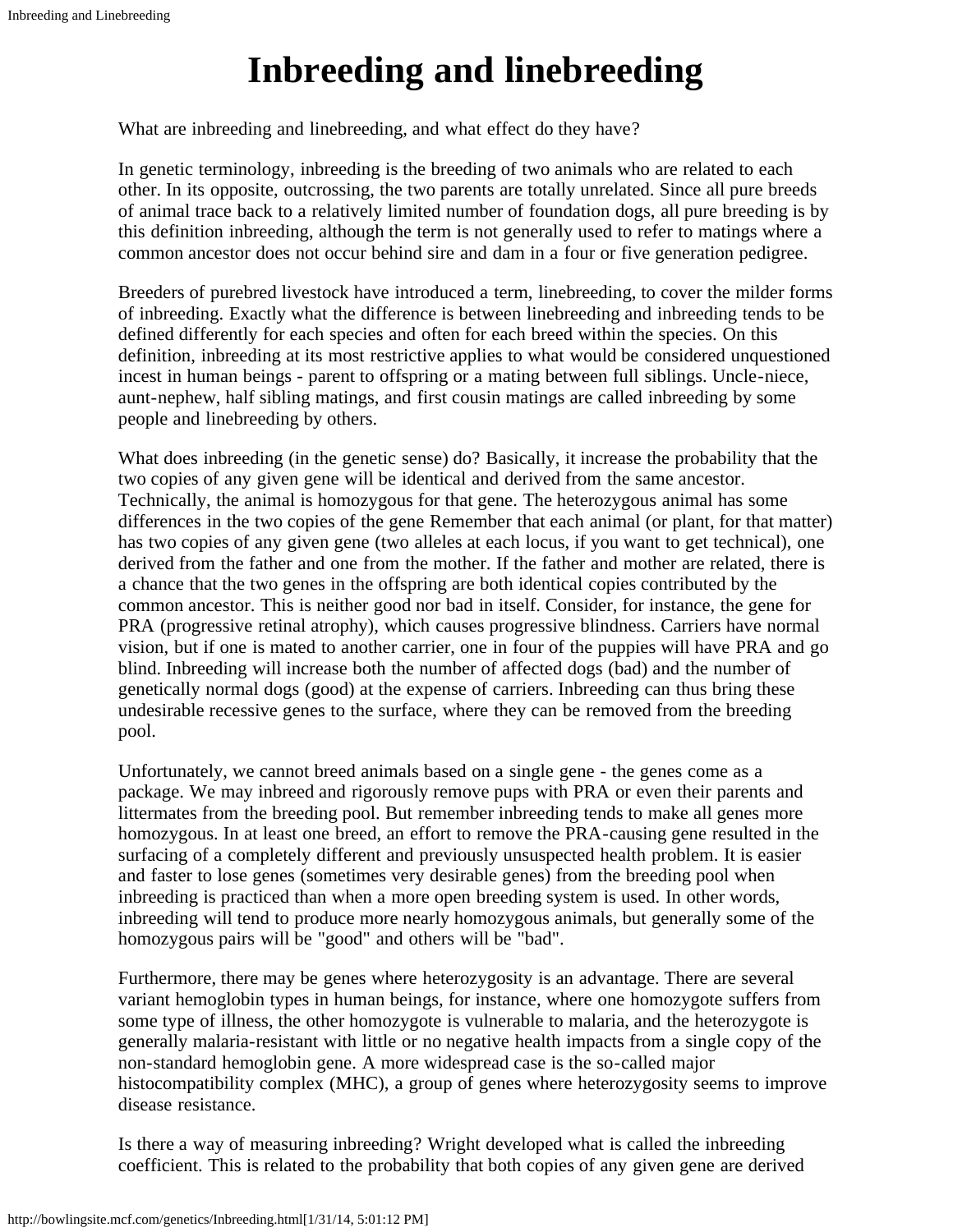# Inbreeding and linebreeding

What are inbreeding and linebreeding, and what effect do they have?

In genetic terminology, inbreeding is the breeding of two animals who are related to each other. In its opposite, outcrossing, the two parents are totally unrelated. Since all pure breeds of animal trace back to a relatively limited number of foundation dogs, all pure breeding is by this definition inbreeding, although the term is not generally used to refer to matings where a common ancestor does not occur behind sire and dam in a four or five generation pedigree.

Breeders of purebred livestock have introduced a term, linebreeding, to cover the milder forms of inbreeding. Exactly what the difference is between linebreeding and inbreeding tends to be defined differently for each species and often for each breed within the species. On this definition, inbreeding at its most restrictive applies to what would be considered unquestioned incest in human beings - parent to offspring or a mating between full siblings. Uncle-niece, aunt-nephew, half sibling matings, and first cousin matings are called inbreeding by some people and linebreeding by others.

What does inbreeding (in the genetic sense) do? Basically, it increase the probability that the two copies of any given gene will be identical and derived from the same ancestor. Technically, the animal is homozygous for that gene. The heterozygous animal has some differences in the two copies of the gene Remember that each animal (or plant, for that matter) has two copies of any given gene (two alleles at each locus, if you want to get technical), one derived from the father and one from the mother. If the father and mother are related, there is a chance that the two genes in the offspring are both identical copies contributed by the common ancestor. This is neither good nor bad in itself. Consider, for instance, the gene for PRA (progressive retinal atrophy), which causes progressive blindness. Carriers have normal vision, but if one is mated to another carrier, one in four of the puppies will have PRA and go blind. Inbreeding will increase both the number of affected dogs (bad) and the number of genetically normal dogs (good) at the expense of carriers. Inbreeding can thus bring these undesirable recessive genes to the surface, where they can be removed from the breeding pool.

Unfortunately, we cannot breed animals based on a single gene - the genes come as a package. We may inbreed and rigorously remove pups with PRA or even their parents and littermates from the breeding pool. But remember inbreeding tends to make all genes more homozygous. In at least one breed, an effort to remove the PRA-causing gene resulted in the surfacing of a completely different and previously unsuspected health problem. It is easier and faster to lose genes (sometimes very desirable genes) from the breeding pool when inbreeding is practiced than when a more open breeding system is used. In other words, inbreeding will tend to produce more nearly homozygous animals, but generally some of the homozygous pairs will be "good" and others will be "bad".

Furthermore, there may be genes where heterozygosity is an advantage. There are several variant hemoglobin types in human beings, for instance, where one homozygote suffers from some type of illness, the other homozygote is vulnerable to malaria, and the heterozygote is generally malaria-resistant with little or no negative health impacts from a single copy of the non-standard hemoglobin gene. A more widespread case is the so-called major histocompatibility complex (MHC), a group of genes where heterozygosity seems to improve disease resistance.

Is there a way of measuring inbreeding? Wright developed what is called the inbreeding coefficient. This is related to the probability that both copies of any given gene are derived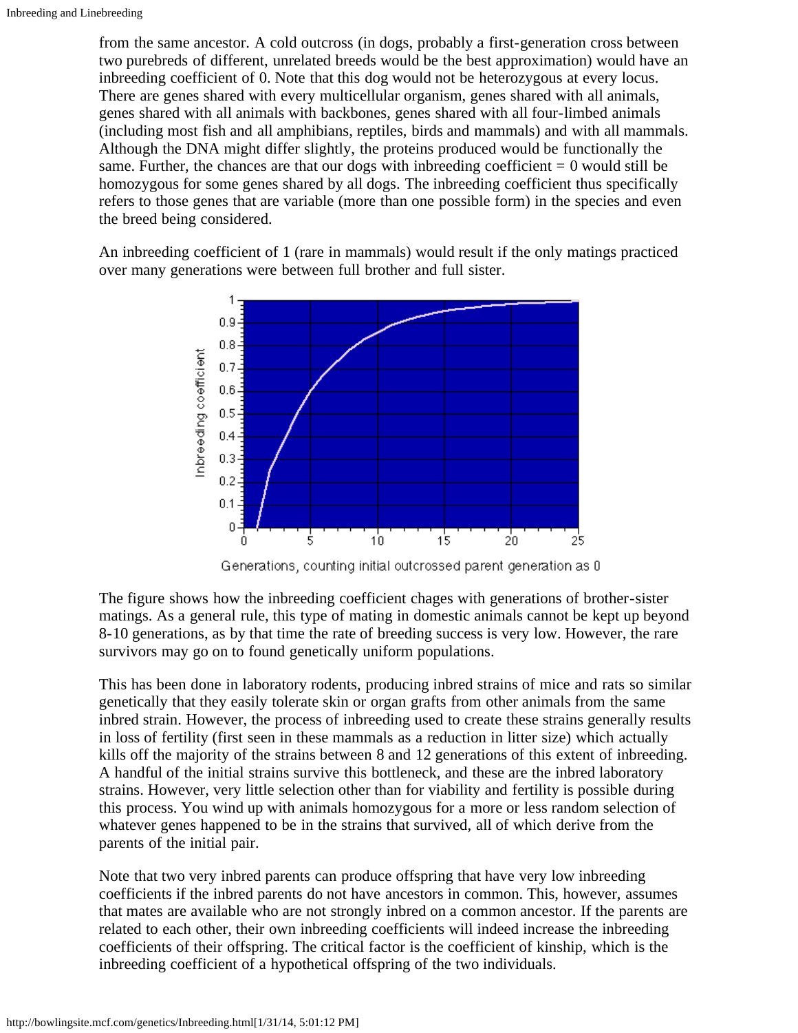from the same ancestor. A cold outcross (in dogs, probably a first-generation cross between two purebreds of different, unrelated breeds would be the best approximation) would have an inbreeding coefficient of 0. Note that this dog would not be heterozygous at every locus. There are genes shared with every multicellular organism, genes shared with all animals, genes shared with all animals with backbones, genes shared with all four-limbed animals (including most fish and all amphibians, reptiles, birds and mammals) and with all mammals. Although the DNA might differ slightly, the proteins produced would be functionally the same. Further, the chances are that our dogs with inbreeding coefficient = 0 would still be homozygous for some genes shared by all dogs. The inbreeding coefficient thus specifically refers to those genes that are variable (more than one possible form) in the species and even the breed being considered.

An inbreeding coefficient of 1 (rare in mammals) would result if the only matings practiced over many generations were between full brother and full sister.

Generations, counting initial outcrossed parent generation as 0

The figure shows how the inbreeding coefficient chages with generations of brother-sister matings. As a general rule, this type of mating in domestic animals cannot be kept up beyond 8-10 generations, as by that time the rate of breeding success is very low. However, the rare survivors may go on to found genetically uniform populations.

This has been done in laboratory rodents, producing inbred strains of mice and rats so similar genetically that they easily tolerate skin or organ grafts from other animals from the same inbred strain. However, the process of inbreeding used to create these strains generally results in loss of fertility (first seen in these mammals as a reduction in litter size) which actually kills off the majority of the strains between 8 and 12 generations of this extent of inbreeding. A handful of the initial strains survive this bottleneck, and these are the inbred laboratory strains. However, very little selection other than for viability and fertility is possible during this process. You wind up with animals homozygous for a more or less random selection of whatever genes happened to be in the strains that survived, all of which derive from the parents of the initial pair.

Note that two very inbred parents can produce offspring that have very low inbreeding coefficients if the inbred parents do not have ancestors in common. This, however, assumes that mates are available who are not strongly inbred on a common ancestor. If the parents are related to each other, their own inbreeding coefficients will indeed increase the inbreeding coefficients of their offspring. The critical factor is the coefficient of kinship, which is the inbreeding coefficient of a hypothetical offspring of the two individuals.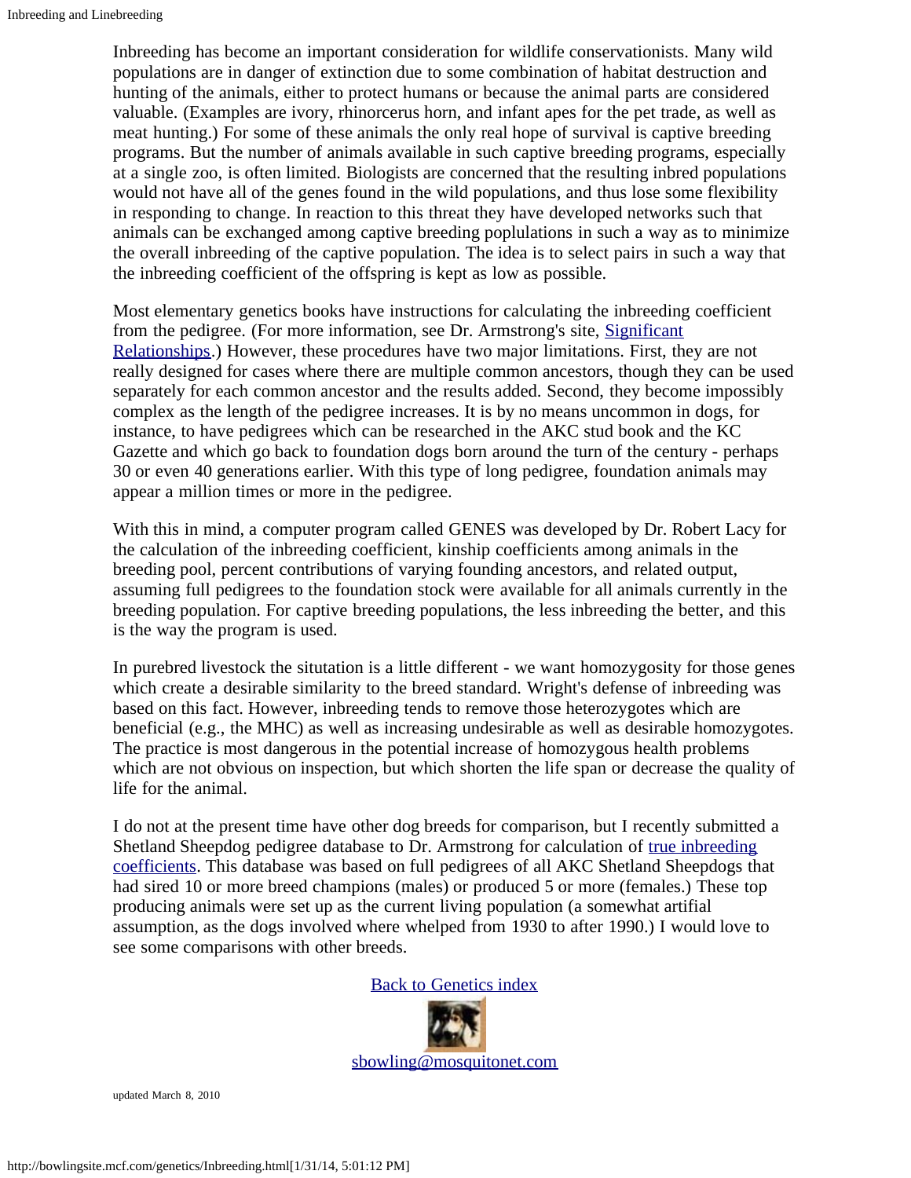Inbreeding has become an important consideration for wildlife conservationists. Many wild populations are in danger of extinction due to some combination of habitat destruction and hunting of the animals, either to protect humans or because the animal parts are considered valuable. (Examples are ivory, rhinorcerus horn, and infant apes for the pet trade, as well as meat hunting.) For some of these animals the only real hope of survival is captive breeding programs. But the number of animals available in such captive breeding programs, especially at a single zoo, is often limited. Biologists are concerned that the resulting inbred populations would not have all of the genes found in the wild populations, and thus lose some flexibility in responding to change. In reaction to this threat they have developed networks such that animals can be exchanged among captive breeding poplulations in such a way as to minimize the overall inbreeding of the captive population. The idea is to select pairs in such a way that the inbreeding coefficient of the offspring is kept as low as possible.

Most elementary genetics books have instructions for calculating the inbreeding coefficient from the pedigree. (For more information, see Dr. Armstrong's site, [Significant Relationships](#).) However, these procedures have two major limitations. First, they are not really designed for cases where there are multiple common ancestors, though they can be used separately for each common ancestor and the results added. Second, they become impossibly complex as the length of the pedigree increases. It is by no means uncommon in dogs, for instance, to have pedigrees which can be researched in the AKC stud book and the KC Gazette and which go back to foundation dogs born around the turn of the century - perhaps 30 or even 40 generations earlier. With this type of long pedigree, foundation animals may appear a million times or more in the pedigree.

With this in mind, a computer program called GENES was developed by Dr. Robert Lacy for the calculation of the inbreeding coefficient, kinship coefficients among animals in the breeding pool, percent contributions of varying founding ancestors, and related output, assuming full pedigrees to the foundation stock were available for all animals currently in the breeding population. For captive breeding populations, the less inbreeding the better, and this is the way the program is used.

In purebred livestock the situtation is a little different - we want homozygosity for those genes which create a desirable similarity to the breed standard. Wright's defense of inbreeding was based on this fact. However, inbreeding tends to remove those heterozygotes which are beneficial (e.g., the MHC) as well as increasing undesirable as well as desirable homozygotes. The practice is most dangerous in the potential increase of homozygous health problems which are not obvious on inspection, but which shorten the life span or decrease the quality of life for the animal.

I do not at the present time have other dog breeds for comparison, but I recently submitted a Shetland Sheepdog pedigree database to Dr. Armstrong for calculation of [true inbreeding coefficients](#). This database was based on full pedigrees of all AKC Shetland Sheepdogs that had sired 10 or more breed champions (males) or produced 5 or more (females.) These top producing animals were set up as the current living population (a somewhat artifial assumption, as the dogs involved where whelped from 1930 to after 1990.) I would love to see some comparisons with other breeds.

[Back to Genetics index](#)

[sbowling@mosquitonet.com](mailto:sbowling@mosquitonet.com)

updated March 8, 2010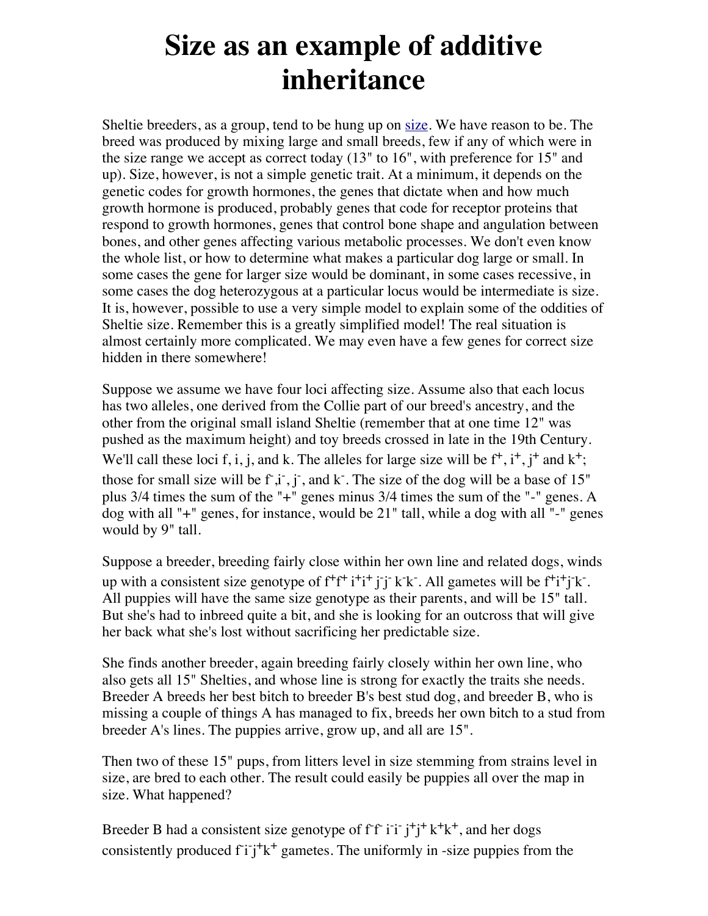# Size as an example of additive inheritance

Sheltie breeders, as a group, tend to be hung up on size. We have reason to be. The breed was produced by mixing large and small breeds, few if any of which were in the size range we accept as correct today (13" to 16", with preference for 15" and up). Size, however, is not a simple genetic trait. At a minimum, it depends on the genetic codes for growth hormones, the genes that dictate when and how much growth hormone is produced, probably genes that code for receptor proteins that respond to growth hormones, genes that control bone shape and angulation between bones, and other genes affecting various metabolic processes. We don't even know the whole list, or how to determine what makes a particular dog large or small. In some cases the gene for larger size would be dominant, in some cases recessive, in some cases the dog heterozygous at a particular locus would be intermediate is size. It is, however, possible to use a very simple model to explain some of the oddities of Sheltie size. Remember this is a greatly simplified model! The real situation is almost certainly more complicated. We may even have a few genes for correct size hidden in there somewhere!

Suppose we assume we have four loci affecting size. Assume also that each locus has two alleles, one derived from the Collie part of our breed's ancestry, and the other from the original small island Sheltie (remember that at one time 12" was pushed as the maximum height) and toy breeds crossed in late in the 19th Century. We'll call these loci f, i, j, and k. The alleles for large size will be $f^+$, $i^+$, $j^+$ and $k^+$; those for small size will be $f^-$,$i^-$, $j^-$, and $k^-$. The size of the dog will be a base of 15" plus 3/4 times the sum of the "+" genes minus 3/4 times the sum of the "-" genes. A dog with all "+" genes, for instance, would be 21" tall, while a dog with all "-" genes would by 9" tall.

Suppose a breeder, breeding fairly close within her own line and related dogs, winds up with a consistent size genotype of $f^+f^+$ $i^+i^+$ $j^-j^-$ $k^-k^-$. All gametes will be $f^+i^+j^-k^-$. All puppies will have the same size genotype as their parents, and will be 15" tall. But she's had to inbreed quite a bit, and she is looking for an outcross that will give her back what she's lost without sacrificing her predictable size.

She finds another breeder, again breeding fairly closely within her own line, who also gets all 15" Shelties, and whose line is strong for exactly the traits she needs. Breeder A breeds her best bitch to breeder B's best stud dog, and breeder B, who is missing a couple of things A has managed to fix, breeds her own bitch to a stud from breeder A's lines. The puppies arrive, grow up, and all are 15".

Then two of these 15" pups, from litters level in size stemming from strains level in size, are bred to each other. The result could easily be puppies all over the map in size. What happened?

Breeder B had a consistent size genotype of $f^-f^-$ $i^-i^-$ $j^+j^+$ $k^+k^+$, and her dogs consistently produced $f^-i^-j^+k^+$ gametes. The uniformly in -size puppies from the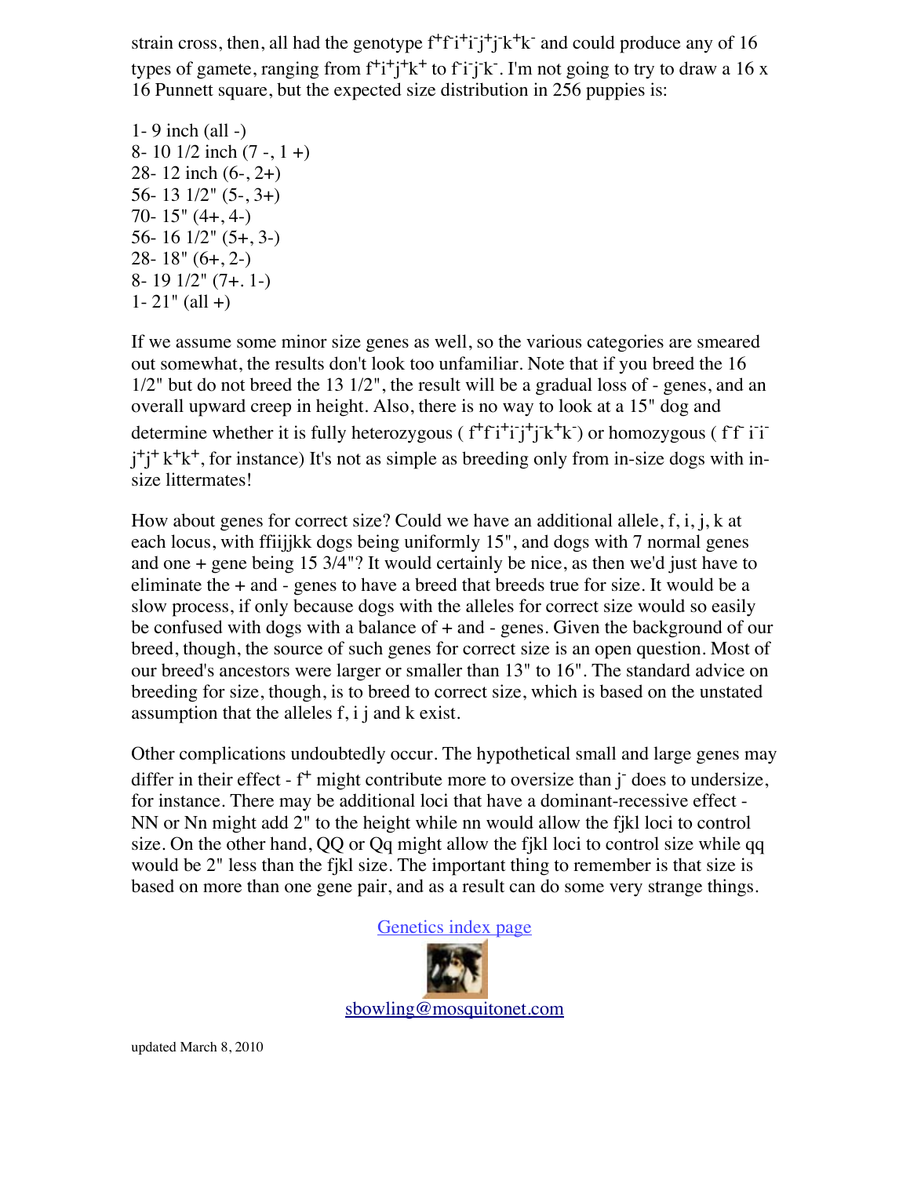strain cross, then, all had the genotype $f^+f^-i^+i^-j^+j^-k^+k^-$ and could produce any of 16 types of gamete, ranging from $f^+i^+j^+k^+$ to $f^-i^-j^-k^-$. I'm not going to try to draw a 16 x 16 Punnett square, but the expected size distribution in 256 puppies is:

1- 9 inch (all -)
8- 10 1/2 inch (7 -, 1 +)
28- 12 inch (6-, 2+)
56- 13 1/2" (5-, 3+)
70- 15" (4+, 4-)
56- 16 1/2" (5+, 3-)
28- 18" (6+, 2-)
8- 19 1/2" (7+. 1-)
1- 21" (all +)

If we assume some minor size genes as well, so the various categories are smeared out somewhat, the results don't look too unfamiliar. Note that if you breed the 16 1/2" but do not breed the 13 1/2", the result will be a gradual loss of - genes, and an overall upward creep in height. Also, there is no way to look at a 15" dog and determine whether it is fully heterozygous ( $f^+f^-i^+i^-j^+j^-k^+k^-$) or homozygous ( $f^-f^-\ i^-i^-\ j^+j^+\ k^+k^+$, for instance) It's not as simple as breeding only from in-size dogs with in-size littermates!

How about genes for correct size? Could we have an additional allele, f, i, j, k at each locus, with ffiijjkk dogs being uniformly 15", and dogs with 7 normal genes and one + gene being 15 3/4"? It would certainly be nice, as then we'd just have to eliminate the + and - genes to have a breed that breeds true for size. It would be a slow process, if only because dogs with the alleles for correct size would so easily be confused with dogs with a balance of + and - genes. Given the background of our breed, though, the source of such genes for correct size is an open question. Most of our breed's ancestors were larger or smaller than 13" to 16". The standard advice on breeding for size, though, is to breed to correct size, which is based on the unstated assumption that the alleles f, i j and k exist.

Other complications undoubtedly occur. The hypothetical small and large genes may differ in their effect - $f^+$ might contribute more to oversize than $j^-$ does to undersize, for instance. There may be additional loci that have a dominant-recessive effect - NN or Nn might add 2" to the height while nn would allow the fjkl loci to control size. On the other hand, QQ or Qq might allow the fjkl loci to control size while qq would be 2" less than the fjkl size. The important thing to remember is that size is based on more than one gene pair, and as a result can do some very strange things.

Genetics index page

sbowling@mosquitonet.com

updated March 8, 2010